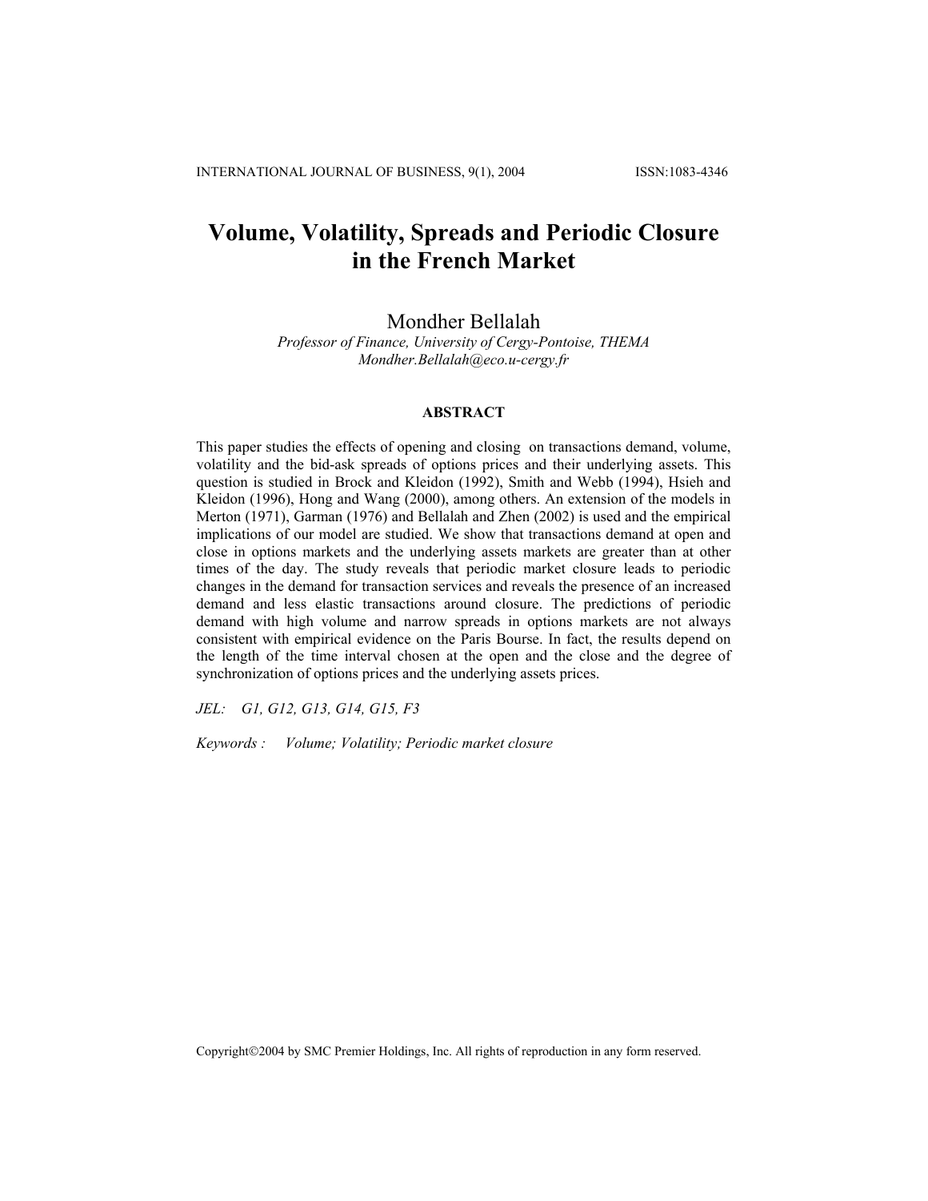# Volume, Volatility, Spreads and Periodic Closure in the French Market

Mondher Bellalah

*Professor of Finance, University of Cergy-Pontoise, THEMA*
*Mondher.Bellalah@eco.u-cergy.fr*

## ABSTRACT

This paper studies the effects of opening and closing on transactions demand, volume, volatility and the bid-ask spreads of options prices and their underlying assets. This question is studied in Brock and Kleidon (1992), Smith and Webb (1994), Hsieh and Kleidon (1996), Hong and Wang (2000), among others. An extension of the models in Merton (1971), Garman (1976) and Bellalah and Zhen (2002) is used and the empirical implications of our model are studied. We show that transactions demand at open and close in options markets and the underlying assets markets are greater than at other times of the day. The study reveals that periodic market closure leads to periodic changes in the demand for transaction services and reveals the presence of an increased demand and less elastic transactions around closure. The predictions of periodic demand with high volume and narrow spreads in options markets are not always consistent with empirical evidence on the Paris Bourse. In fact, the results depend on the length of the time interval chosen at the open and the close and the degree of synchronization of options prices and the underlying assets prices.

*JEL: G1, G12, G13, G14, G15, F3*

*Keywords : Volume; Volatility; Periodic market closure*

Copyright©2004 by SMC Premier Holdings, Inc. All rights of reproduction in any form reserved.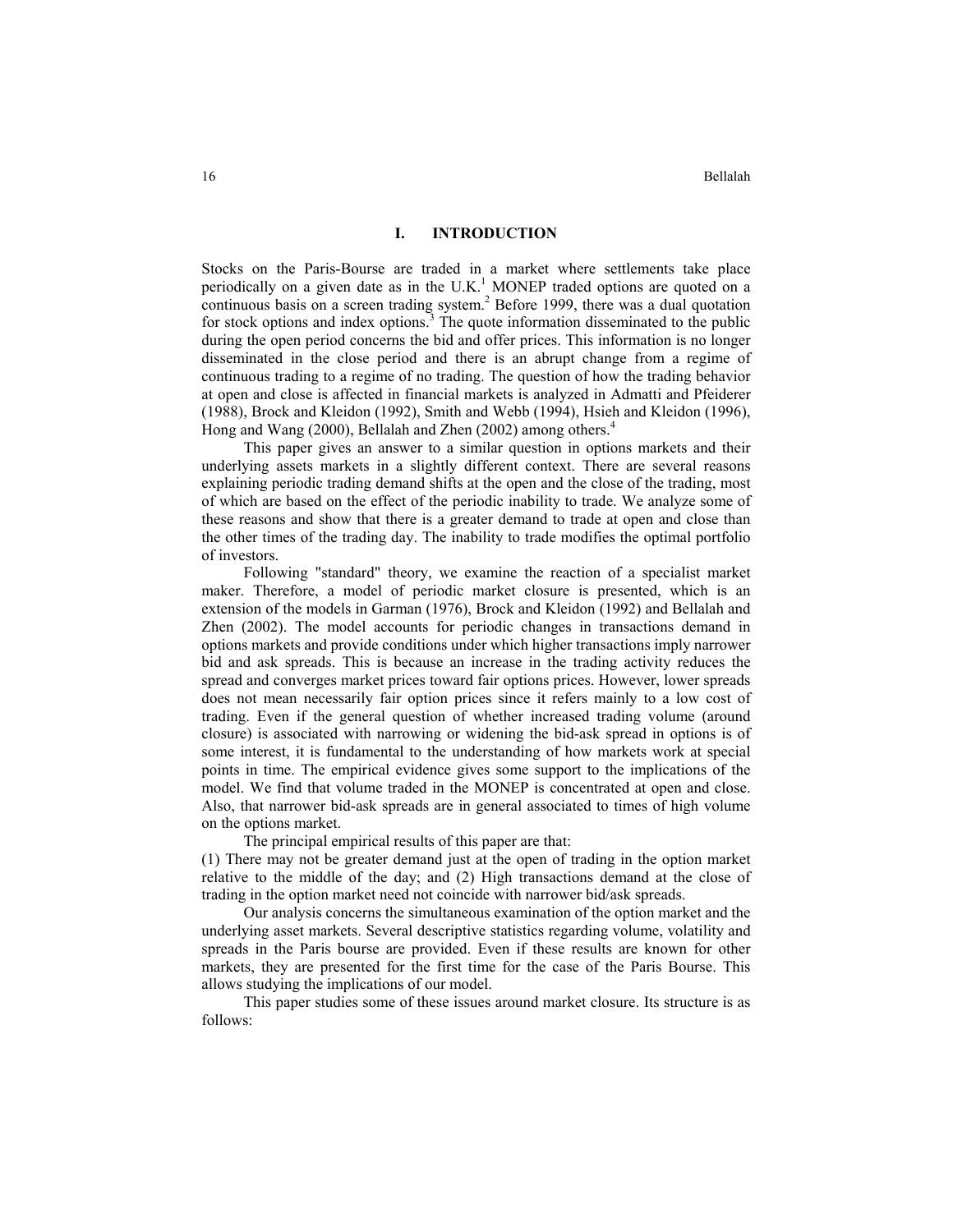## I. INTRODUCTION

Stocks on the Paris-Bourse are traded in a market where settlements take place periodically on a given date as in the U.K.[1] MONEP traded options are quoted on a continuous basis on a screen trading system.[2] Before 1999, there was a dual quotation for stock options and index options.[3] The quote information disseminated to the public during the open period concerns the bid and offer prices. This information is no longer disseminated in the close period and there is an abrupt change from a regime of continuous trading to a regime of no trading. The question of how the trading behavior at open and close is affected in financial markets is analyzed in Admatti and Pfeiderer (1988), Brock and Kleidon (1992), Smith and Webb (1994), Hsieh and Kleidon (1996), Hong and Wang (2000), Bellalah and Zhen (2002) among others.[4]

This paper gives an answer to a similar question in options markets and their underlying assets markets in a slightly different context. There are several reasons explaining periodic trading demand shifts at the open and the close of the trading, most of which are based on the effect of the periodic inability to trade. We analyze some of these reasons and show that there is a greater demand to trade at open and close than the other times of the trading day. The inability to trade modifies the optimal portfolio of investors.

Following "standard" theory, we examine the reaction of a specialist market maker. Therefore, a model of periodic market closure is presented, which is an extension of the models in Garman (1976), Brock and Kleidon (1992) and Bellalah and Zhen (2002). The model accounts for periodic changes in transactions demand in options markets and provide conditions under which higher transactions imply narrower bid and ask spreads. This is because an increase in the trading activity reduces the spread and converges market prices toward fair options prices. However, lower spreads does not mean necessarily fair option prices since it refers mainly to a low cost of trading. Even if the general question of whether increased trading volume (around closure) is associated with narrowing or widening the bid-ask spread in options is of some interest, it is fundamental to the understanding of how markets work at special points in time. The empirical evidence gives some support to the implications of the model. We find that volume traded in the MONEP is concentrated at open and close. Also, that narrower bid-ask spreads are in general associated to times of high volume on the options market.

The principal empirical results of this paper are that:
(1) There may not be greater demand just at the open of trading in the option market relative to the middle of the day; and (2) High transactions demand at the close of trading in the option market need not coincide with narrower bid/ask spreads.

Our analysis concerns the simultaneous examination of the option market and the underlying asset markets. Several descriptive statistics regarding volume, volatility and spreads in the Paris bourse are provided. Even if these results are known for other markets, they are presented for the first time for the case of the Paris Bourse. This allows studying the implications of our model.

This paper studies some of these issues around market closure. Its structure is as follows: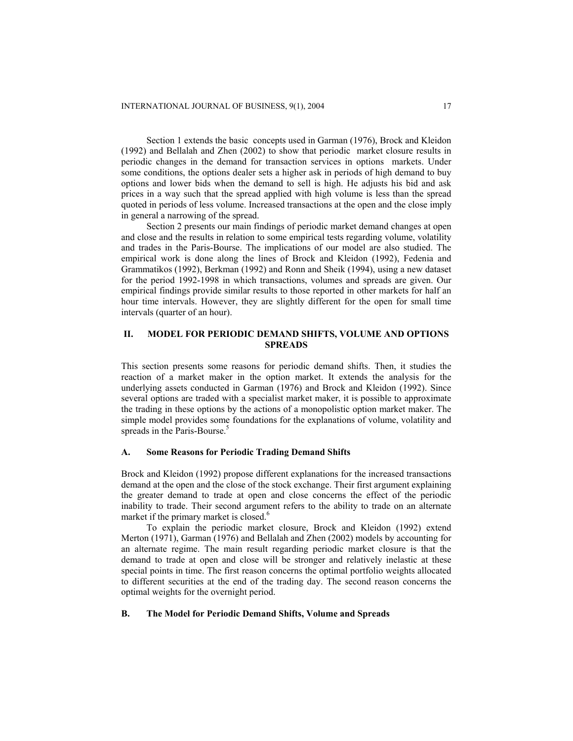Section 1 extends the basic concepts used in Garman (1976), Brock and Kleidon (1992) and Bellalah and Zhen (2002) to show that periodic market closure results in periodic changes in the demand for transaction services in options markets. Under some conditions, the options dealer sets a higher ask in periods of high demand to buy options and lower bids when the demand to sell is high. He adjusts his bid and ask prices in a way such that the spread applied with high volume is less than the spread quoted in periods of less volume. Increased transactions at the open and the close imply in general a narrowing of the spread.

Section 2 presents our main findings of periodic market demand changes at open and close and the results in relation to some empirical tests regarding volume, volatility and trades in the Paris-Bourse. The implications of our model are also studied. The empirical work is done along the lines of Brock and Kleidon (1992), Fedenia and Grammatikos (1992), Berkman (1992) and Ronn and Sheik (1994), using a new dataset for the period 1992-1998 in which transactions, volumes and spreads are given. Our empirical findings provide similar results to those reported in other markets for half an hour time intervals. However, they are slightly different for the open for small time intervals (quarter of an hour).

## II. MODEL FOR PERIODIC DEMAND SHIFTS, VOLUME AND OPTIONS SPREADS

This section presents some reasons for periodic demand shifts. Then, it studies the reaction of a market maker in the option market. It extends the analysis for the underlying assets conducted in Garman (1976) and Brock and Kleidon (1992). Since several options are traded with a specialist market maker, it is possible to approximate the trading in these options by the actions of a monopolistic option market maker. The simple model provides some foundations for the explanations of volume, volatility and spreads in the Paris-Bourse.[5]

### A. Some Reasons for Periodic Trading Demand Shifts

Brock and Kleidon (1992) propose different explanations for the increased transactions demand at the open and the close of the stock exchange. Their first argument explaining the greater demand to trade at open and close concerns the effect of the periodic inability to trade. Their second argument refers to the ability to trade on an alternate market if the primary market is closed.[6]

To explain the periodic market closure, Brock and Kleidon (1992) extend Merton (1971), Garman (1976) and Bellalah and Zhen (2002) models by accounting for an alternate regime. The main result regarding periodic market closure is that the demand to trade at open and close will be stronger and relatively inelastic at these special points in time. The first reason concerns the optimal portfolio weights allocated to different securities at the end of the trading day. The second reason concerns the optimal weights for the overnight period.

### B. The Model for Periodic Demand Shifts, Volume and Spreads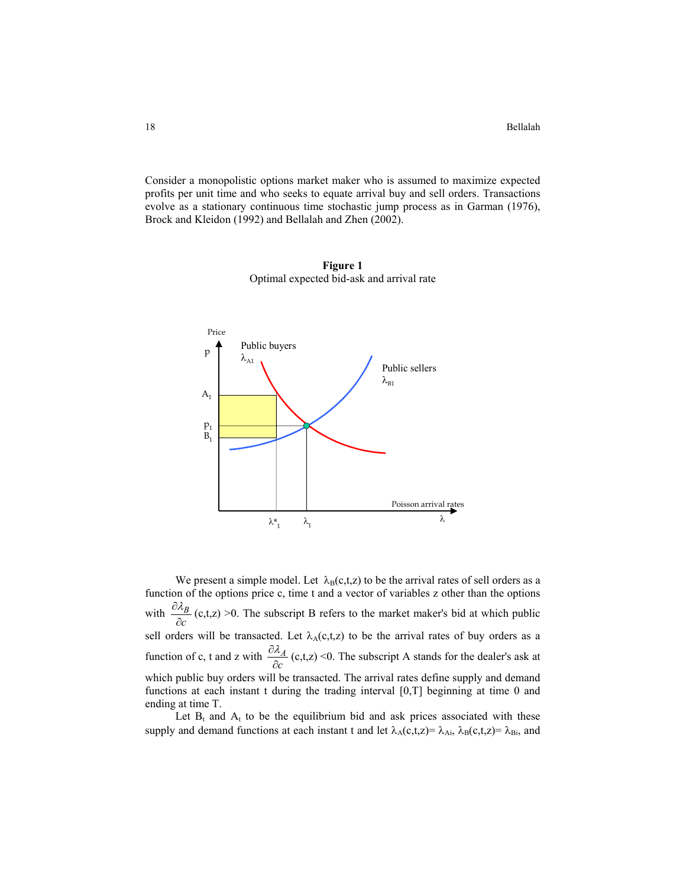Consider a monopolistic options market maker who is assumed to maximize expected profits per unit time and who seeks to equate arrival buy and sell orders. Transactions evolve as a stationary continuous time stochastic jump process as in Garman (1976), Brock and Kleidon (1992) and Bellalah and Zhen (2002).

**Figure 1**
Optimal expected bid-ask and arrival rate

We present a simple model. Let $\lambda_B(c,t,z)$ to be the arrival rates of sell orders as a function of the options price c, time t and a vector of variables z other than the options with $\frac{\partial \lambda_B}{\partial c}(c,t,z) > 0$. The subscript B refers to the market maker's bid at which public sell orders will be transacted. Let $\lambda_A(c,t,z)$ to be the arrival rates of buy orders as a function of c, t and z with $\frac{\partial \lambda_A}{\partial c}(c,t,z) < 0$. The subscript A stands for the dealer's ask at which public buy orders will be transacted. The arrival rates define supply and demand functions at each instant t during the trading interval [0,T] beginning at time 0 and ending at time T.

Let $B_t$ and $A_t$ to be the equilibrium bid and ask prices associated with these supply and demand functions at each instant t and let $\lambda_A(c,t,z) = \lambda_{Ai}$, $\lambda_B(c,t,z) = \lambda_{Bi}$, and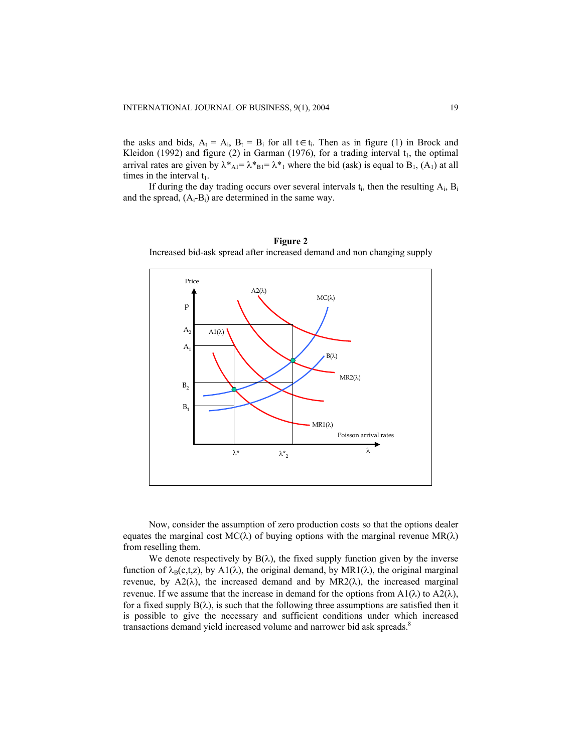the asks and bids, $A_t = A_i$, $B_t = B_i$ for all $t \in t_i$. Then as in figure (1) in Brock and Kleidon (1992) and figure (2) in Garman (1976), for a trading interval $t_1$, the optimal arrival rates are given by $\lambda^*_{A1} = \lambda^*_{B1} = \lambda^*_1$ where the bid (ask) is equal to $B_1$, $(A_1)$ at all times in the interval $t_1$.

If during the day trading occurs over several intervals $t_i$, then the resulting $A_i$, $B_i$ and the spread, $(A_i - B_i)$ are determined in the same way.

**Figure 2**

Increased bid-ask spread after increased demand and non changing supply

Now, consider the assumption of zero production costs so that the options dealer equates the marginal cost $MC(\lambda)$ of buying options with the marginal revenue $MR(\lambda)$ from reselling them.

We denote respectively by $B(\lambda)$, the fixed supply function given by the inverse function of $\lambda_B(c,t,z)$, by $A1(\lambda)$, the original demand, by $MR1(\lambda)$, the original marginal revenue, by $A2(\lambda)$, the increased demand and by $MR2(\lambda)$, the increased marginal revenue. If we assume that the increase in demand for the options from $A1(\lambda)$ to $A2(\lambda)$, for a fixed supply $B(\lambda)$, is such that the following three assumptions are satisfied then it is possible to give the necessary and sufficient conditions under which increased transactions demand yield increased volume and narrower bid ask spreads.[8]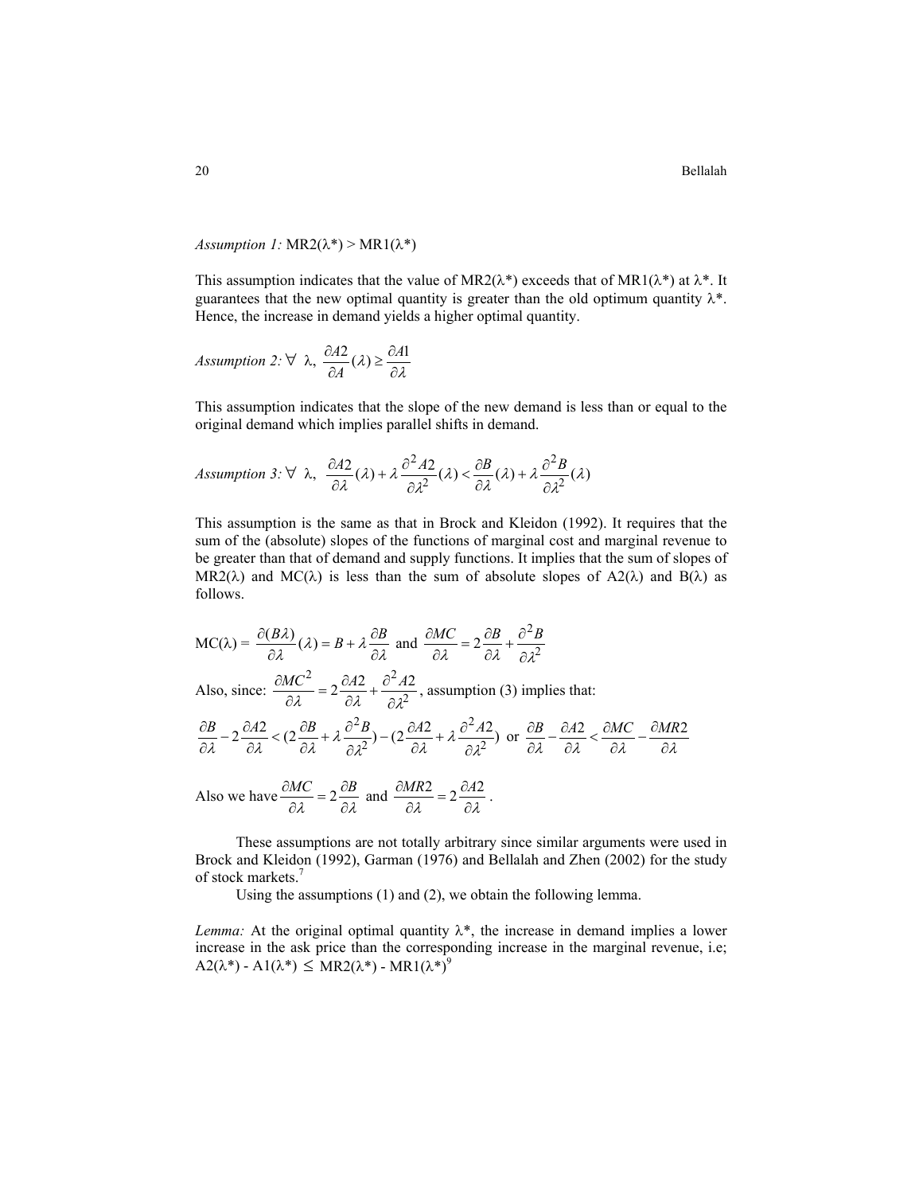*Assumption 1:* MR2(λ*) > MR1(λ*)

This assumption indicates that the value of MR2(λ*) exceeds that of MR1(λ*) at λ*. It guarantees that the new optimal quantity is greater than the old optimum quantity λ*. Hence, the increase in demand yields a higher optimal quantity.

*Assumption 2:* $\forall$ λ, $\frac{\partial A2}{\partial A}(\lambda) \geq \frac{\partial A1}{\partial \lambda}$

This assumption indicates that the slope of the new demand is less than or equal to the original demand which implies parallel shifts in demand.

*Assumption 3:* $\forall$ λ, $\frac{\partial A2}{\partial \lambda}(\lambda) + \lambda \frac{\partial^2 A2}{\partial \lambda^2}(\lambda) < \frac{\partial B}{\partial \lambda}(\lambda) + \lambda \frac{\partial^2 B}{\partial \lambda^2}(\lambda)$

This assumption is the same as that in Brock and Kleidon (1992). It requires that the sum of the (absolute) slopes of the functions of marginal cost and marginal revenue to be greater than that of demand and supply functions. It implies that the sum of slopes of MR2(λ) and MC(λ) is less than the sum of absolute slopes of A2(λ) and B(λ) as follows.

MC(λ) = $\frac{\partial (B\lambda)}{\partial \lambda}(\lambda) = B + \lambda \frac{\partial B}{\partial \lambda}$ and $\frac{\partial MC}{\partial \lambda} = 2\frac{\partial B}{\partial \lambda} + \frac{\partial^2 B}{\partial \lambda^2}$

Also, since: $\frac{\partial MC^2}{\partial \lambda} = 2\frac{\partial A2}{\partial \lambda} + \frac{\partial^2 A2}{\partial \lambda^2}$, assumption (3) implies that:

$$\frac{\partial B}{\partial \lambda} - 2\frac{\partial A2}{\partial \lambda} < (2\frac{\partial B}{\partial \lambda} + \lambda \frac{\partial^2 B}{\partial \lambda^2}) - (2\frac{\partial A2}{\partial \lambda} + \lambda \frac{\partial^2 A2}{\partial \lambda^2}) \text{ or } \frac{\partial B}{\partial \lambda} - \frac{\partial A2}{\partial \lambda} < \frac{\partial MC}{\partial \lambda} - \frac{\partial MR2}{\partial \lambda}$$

Also we have $\frac{\partial MC}{\partial \lambda} = 2\frac{\partial B}{\partial \lambda}$ and $\frac{\partial MR2}{\partial \lambda} = 2\frac{\partial A2}{\partial \lambda}$.

These assumptions are not totally arbitrary since similar arguments were used in Brock and Kleidon (1992), Garman (1976) and Bellalah and Zhen (2002) for the study of stock markets.[7]

Using the assumptions (1) and (2), we obtain the following lemma.

*Lemma:* At the original optimal quantity λ*, the increase in demand implies a lower increase in the ask price than the corresponding increase in the marginal revenue, i.e; A2(λ*) - A1(λ*) $\leq$ MR2(λ*) - MR1(λ*)[9]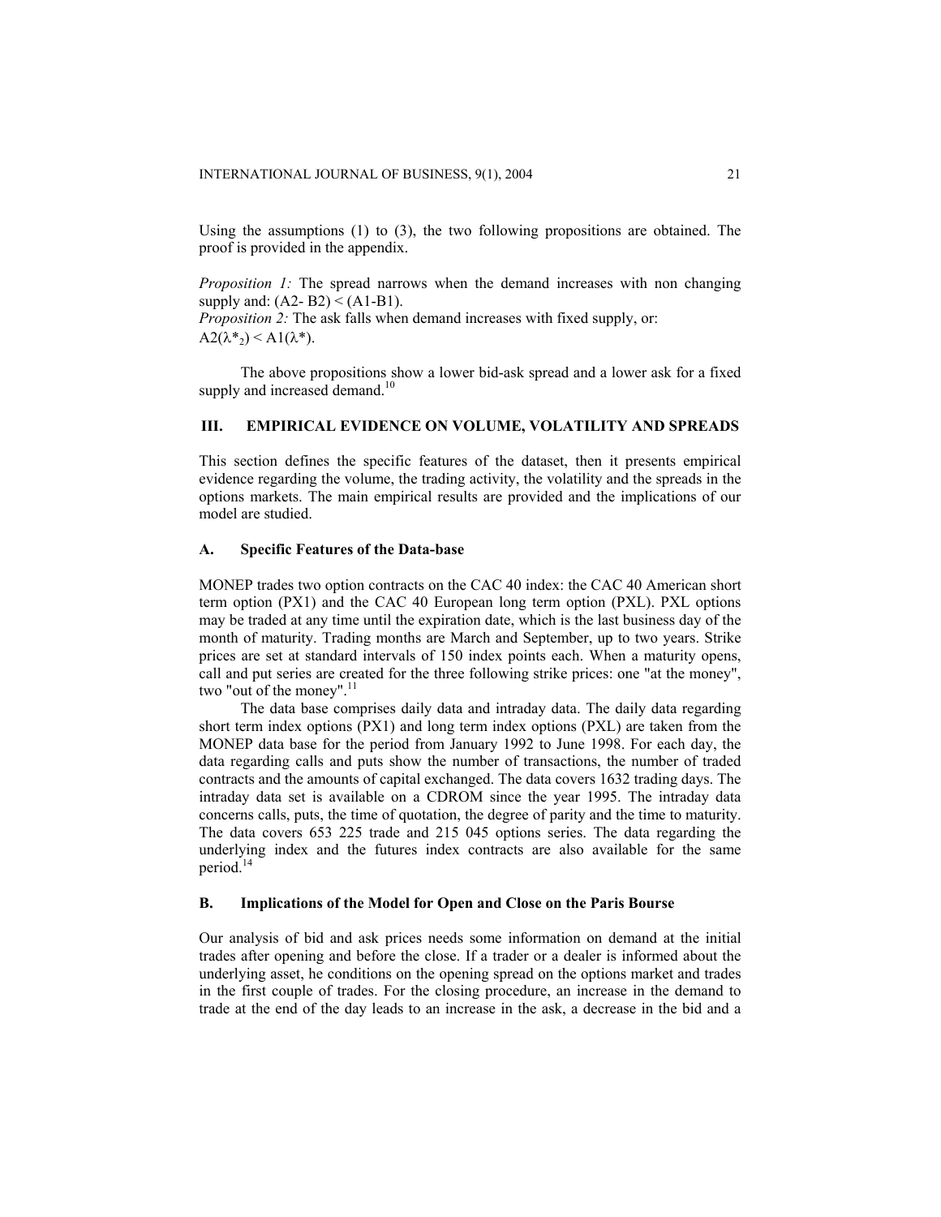Using the assumptions (1) to (3), the two following propositions are obtained. The proof is provided in the appendix.

*Proposition 1:* The spread narrows when the demand increases with non changing supply and: $(A2 - B2) < (A1 - B1)$.
*Proposition 2:* The ask falls when demand increases with fixed supply, or:
$A2(\lambda^*_2) < A1(\lambda^*)$.

The above propositions show a lower bid-ask spread and a lower ask for a fixed supply and increased demand.[10]

## III. EMPIRICAL EVIDENCE ON VOLUME, VOLATILITY AND SPREADS

This section defines the specific features of the dataset, then it presents empirical evidence regarding the volume, the trading activity, the volatility and the spreads in the options markets. The main empirical results are provided and the implications of our model are studied.

### A. Specific Features of the Data-base

MONEP trades two option contracts on the CAC 40 index: the CAC 40 American short term option (PX1) and the CAC 40 European long term option (PXL). PXL options may be traded at any time until the expiration date, which is the last business day of the month of maturity. Trading months are March and September, up to two years. Strike prices are set at standard intervals of 150 index points each. When a maturity opens, call and put series are created for the three following strike prices: one "at the money", two "out of the money".[11]

The data base comprises daily data and intraday data. The daily data regarding short term index options (PX1) and long term index options (PXL) are taken from the MONEP data base for the period from January 1992 to June 1998. For each day, the data regarding calls and puts show the number of transactions, the number of traded contracts and the amounts of capital exchanged. The data covers 1632 trading days. The intraday data set is available on a CDROM since the year 1995. The intraday data concerns calls, puts, the time of quotation, the degree of parity and the time to maturity. The data covers 653 225 trade and 215 045 options series. The data regarding the underlying index and the futures index contracts are also available for the same period.[14]

### B. Implications of the Model for Open and Close on the Paris Bourse

Our analysis of bid and ask prices needs some information on demand at the initial trades after opening and before the close. If a trader or a dealer is informed about the underlying asset, he conditions on the opening spread on the options market and trades in the first couple of trades. For the closing procedure, an increase in the demand to trade at the end of the day leads to an increase in the ask, a decrease in the bid and a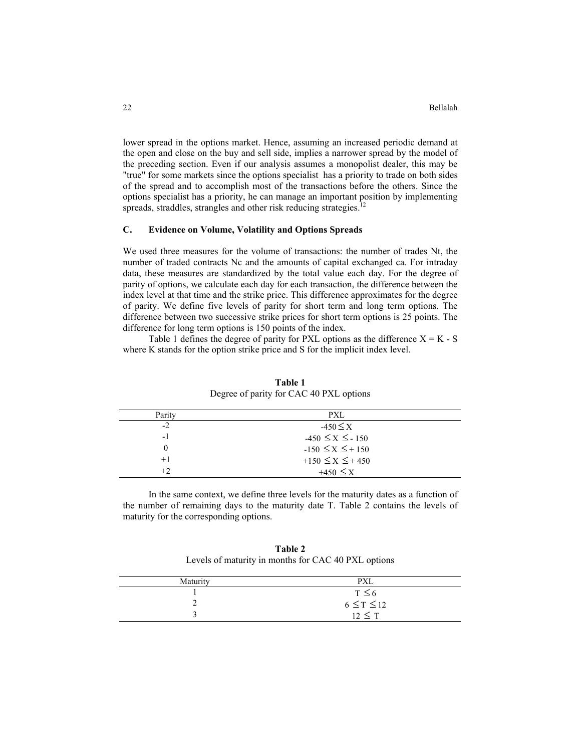lower spread in the options market. Hence, assuming an increased periodic demand at the open and close on the buy and sell side, implies a narrower spread by the model of the preceding section. Even if our analysis assumes a monopolist dealer, this may be "true" for some markets since the options specialist has a priority to trade on both sides of the spread and to accomplish most of the transactions before the others. Since the options specialist has a priority, he can manage an important position by implementing spreads, straddles, strangles and other risk reducing strategies.[12]

### C. Evidence on Volume, Volatility and Options Spreads

We used three measures for the volume of transactions: the number of trades Nt, the number of traded contracts Nc and the amounts of capital exchanged ca. For intraday data, these measures are standardized by the total value each day. For the degree of parity of options, we calculate each day for each transaction, the difference between the index level at that time and the strike price. This difference approximates for the degree of parity. We define five levels of parity for short term and long term options. The difference between two successive strike prices for short term options is 25 points. The difference for long term options is 150 points of the index.

Table 1 defines the degree of parity for PXL options as the difference $X = K - S$ where K stands for the option strike price and S for the implicit index level.

**Table 1**
Degree of parity for CAC 40 PXL options

| Parity | PXL |
|---|---|
| -2 | $-450 \leq X$ |
| -1 | $-450 \leq X \leq -150$ |
| 0 | $-150 \leq X \leq +150$ |
| +1 | $+150 \leq X \leq +450$ |
| +2 | $+450 \leq X$ |

In the same context, we define three levels for the maturity dates as a function of the number of remaining days to the maturity date T. Table 2 contains the levels of maturity for the corresponding options.

**Table 2**
Levels of maturity in months for CAC 40 PXL options

| Maturity | PXL |
|---|---|
| 1 | $T \leq 6$ |
| 2 | $6 \leq T \leq 12$ |
| 3 | $12 \leq T$ |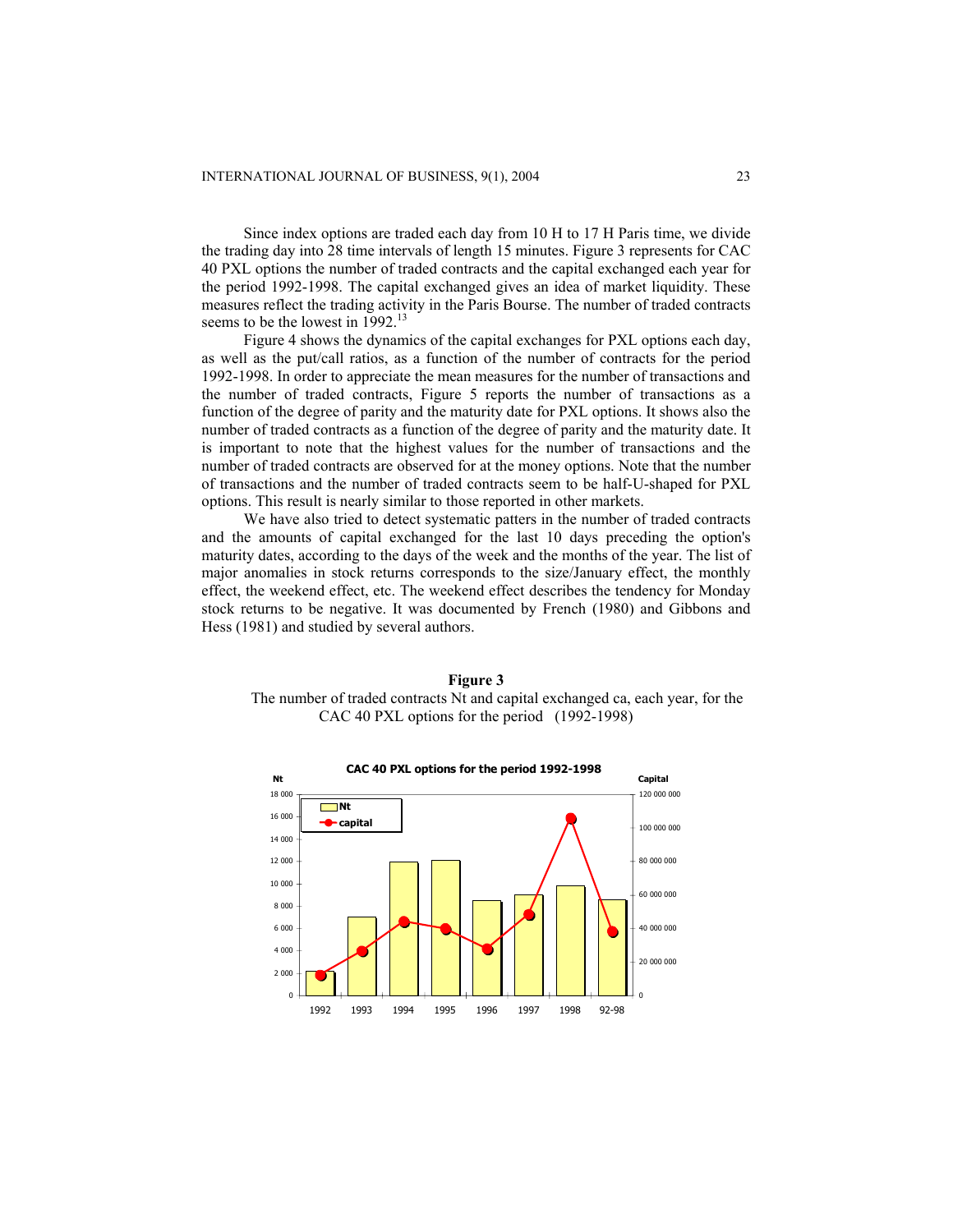Since index options are traded each day from 10 H to 17 H Paris time, we divide the trading day into 28 time intervals of length 15 minutes. Figure 3 represents for CAC 40 PXL options the number of traded contracts and the capital exchanged each year for the period 1992-1998. The capital exchanged gives an idea of market liquidity. These measures reflect the trading activity in the Paris Bourse. The number of traded contracts seems to be the lowest in 1992.[13]

Figure 4 shows the dynamics of the capital exchanges for PXL options each day, as well as the put/call ratios, as a function of the number of contracts for the period 1992-1998. In order to appreciate the mean measures for the number of transactions and the number of traded contracts, Figure 5 reports the number of transactions as a function of the degree of parity and the maturity date for PXL options. It shows also the number of traded contracts as a function of the degree of parity and the maturity date. It is important to note that the highest values for the number of transactions and the number of traded contracts are observed for at the money options. Note that the number of transactions and the number of traded contracts seem to be half-U-shaped for PXL options. This result is nearly similar to those reported in other markets.

We have also tried to detect systematic patters in the number of traded contracts and the amounts of capital exchanged for the last 10 days preceding the option's maturity dates, according to the days of the week and the months of the year. The list of major anomalies in stock returns corresponds to the size/January effect, the monthly effect, the weekend effect, etc. The weekend effect describes the tendency for Monday stock returns to be negative. It was documented by French (1980) and Gibbons and Hess (1981) and studied by several authors.

**Figure 3**
The number of traded contracts Nt and capital exchanged ca, each year, for the CAC 40 PXL options for the period (1992-1998)

**CAC 40 PXL options for the period 1992-1998**

Nt | Capital

Legend: Nt, capital

Left axis (Nt): 0, 2 000, 4 000, 6 000, 8 000, 10 000, 12 000, 14 000, 16 000, 18 000

Right axis (Capital): 0, 20 000 000, 40 000 000, 60 000 000, 80 000 000, 100 000 000, 120 000 000

1992 1993 1994 1995 1996 1997 1998 92-98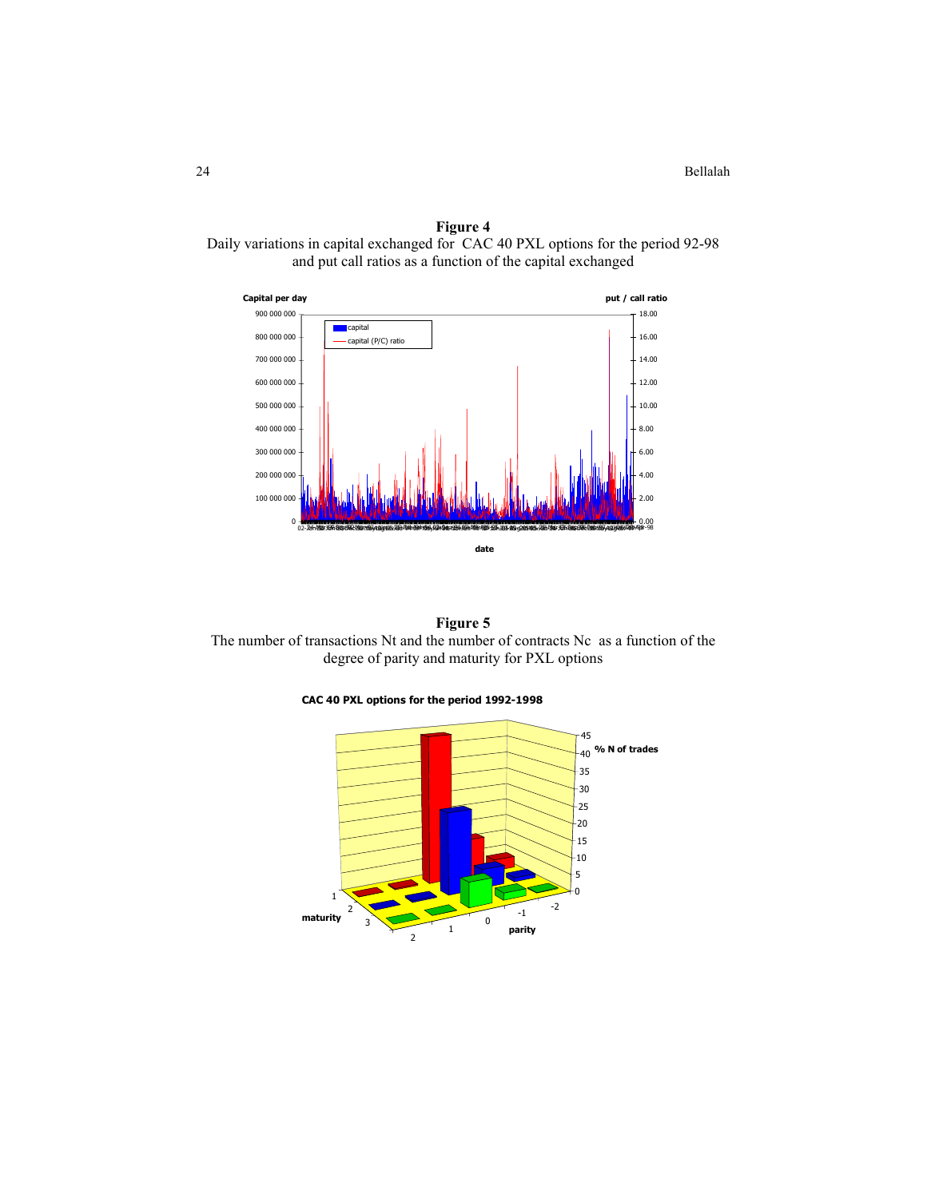**Figure 4**
Daily variations in capital exchanged for CAC 40 PXL options for the period 92-98 and put call ratios as a function of the capital exchanged

**Figure 5**
The number of transactions Nt and the number of contracts Nc as a function of the degree of parity and maturity for PXL options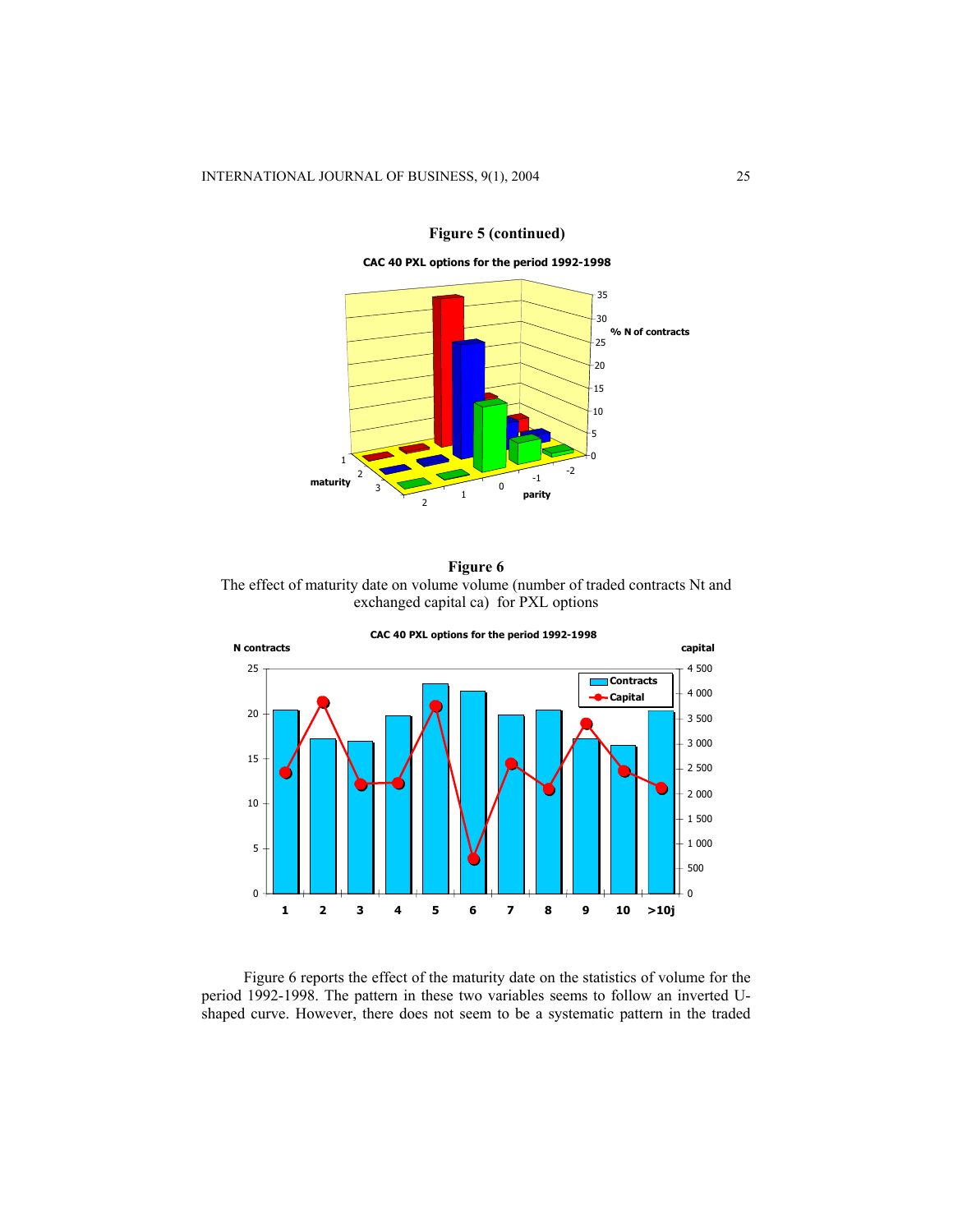**Figure 5 (continued)**

**Figure 6**
The effect of maturity date on volume volume (number of traded contracts Nt and exchanged capital ca) for PXL options

Figure 6 reports the effect of the maturity date on the statistics of volume for the period 1992-1998. The pattern in these two variables seems to follow an inverted U-shaped curve. However, there does not seem to be a systematic pattern in the traded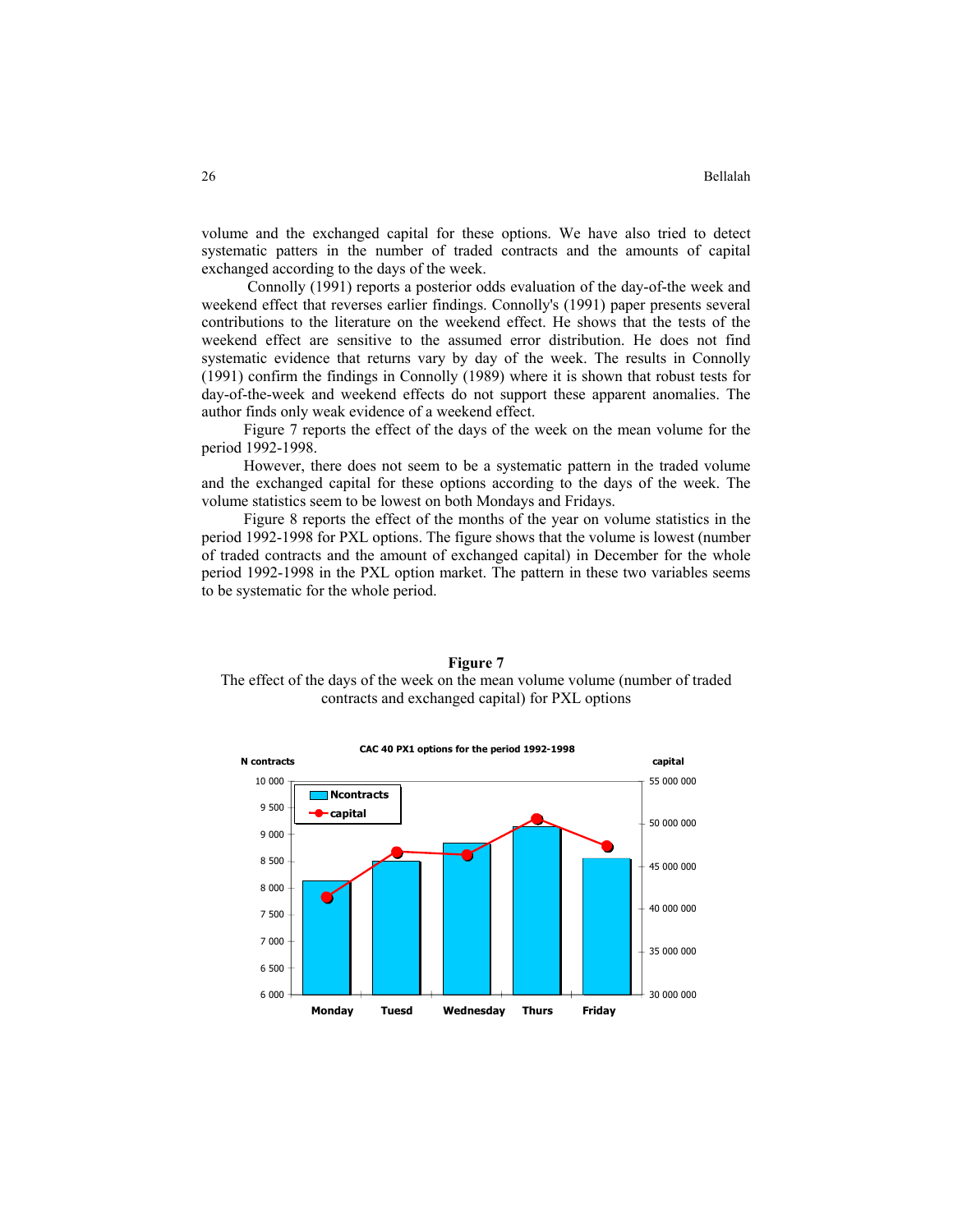volume and the exchanged capital for these options. We have also tried to detect systematic patters in the number of traded contracts and the amounts of capital exchanged according to the days of the week.

Connolly (1991) reports a posterior odds evaluation of the day-of-the week and weekend effect that reverses earlier findings. Connolly's (1991) paper presents several contributions to the literature on the weekend effect. He shows that the tests of the weekend effect are sensitive to the assumed error distribution. He does not find systematic evidence that returns vary by day of the week. The results in Connolly (1991) confirm the findings in Connolly (1989) where it is shown that robust tests for day-of-the-week and weekend effects do not support these apparent anomalies. The author finds only weak evidence of a weekend effect.

Figure 7 reports the effect of the days of the week on the mean volume for the period 1992-1998.

However, there does not seem to be a systematic pattern in the traded volume and the exchanged capital for these options according to the days of the week. The volume statistics seem to be lowest on both Mondays and Fridays.

Figure 8 reports the effect of the months of the year on volume statistics in the period 1992-1998 for PXL options. The figure shows that the volume is lowest (number of traded contracts and the amount of exchanged capital) in December for the whole period 1992-1998 in the PXL option market. The pattern in these two variables seems to be systematic for the whole period.

**Figure 7**

The effect of the days of the week on the mean volume volume (number of traded contracts and exchanged capital) for PXL options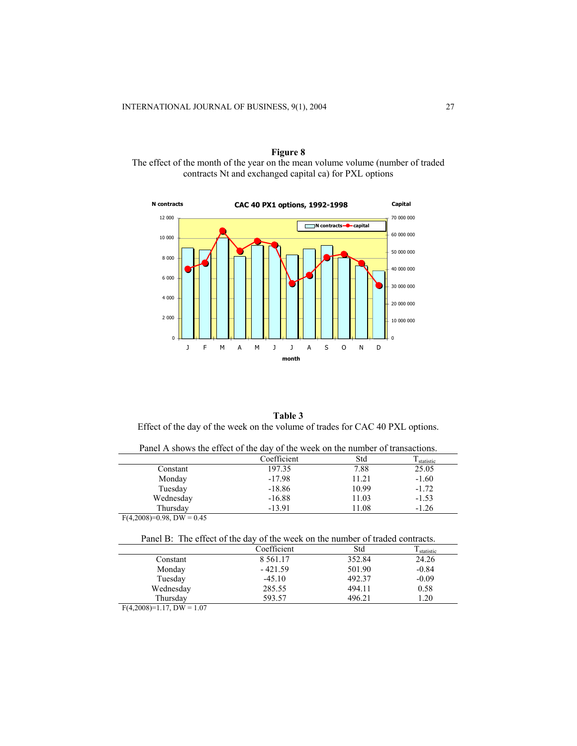**Figure 8**

The effect of the month of the year on the mean volume volume (number of traded contracts Nt and exchanged capital ca) for PXL options

**Table 3**

Effect of the day of the week on the volume of trades for CAC 40 PXL options.

Panel A shows the effect of the day of the week on the number of transactions.

| | Coefficient | Std | $T_{statistic}$ |
|---|---|---|---|
| Constant | 197.35 | 7.88 | 25.05 |
| Monday | -17.98 | 11.21 | -1.60 |
| Tuesday | -18.86 | 10.99 | -1.72 |
| Wednesday | -16.88 | 11.03 | -1.53 |
| Thursday | -13.91 | 11.08 | -1.26 |

$F(4,2008)=0.98$, $DW = 0.45$

Panel B: The effect of the day of the week on the number of traded contracts.

| | Coefficient | Std | $T_{statistic}$ |
|---|---|---|---|
| Constant | 8 561.17 | 352.84 | 24.26 |
| Monday | - 421.59 | 501.90 | -0.84 |
| Tuesday | -45.10 | 492.37 | -0.09 |
| Wednesday | 285.55 | 494.11 | 0.58 |
| Thursday | 593.57 | 496.21 | 1.20 |

$F(4,2008)=1.17$, $DW = 1.07$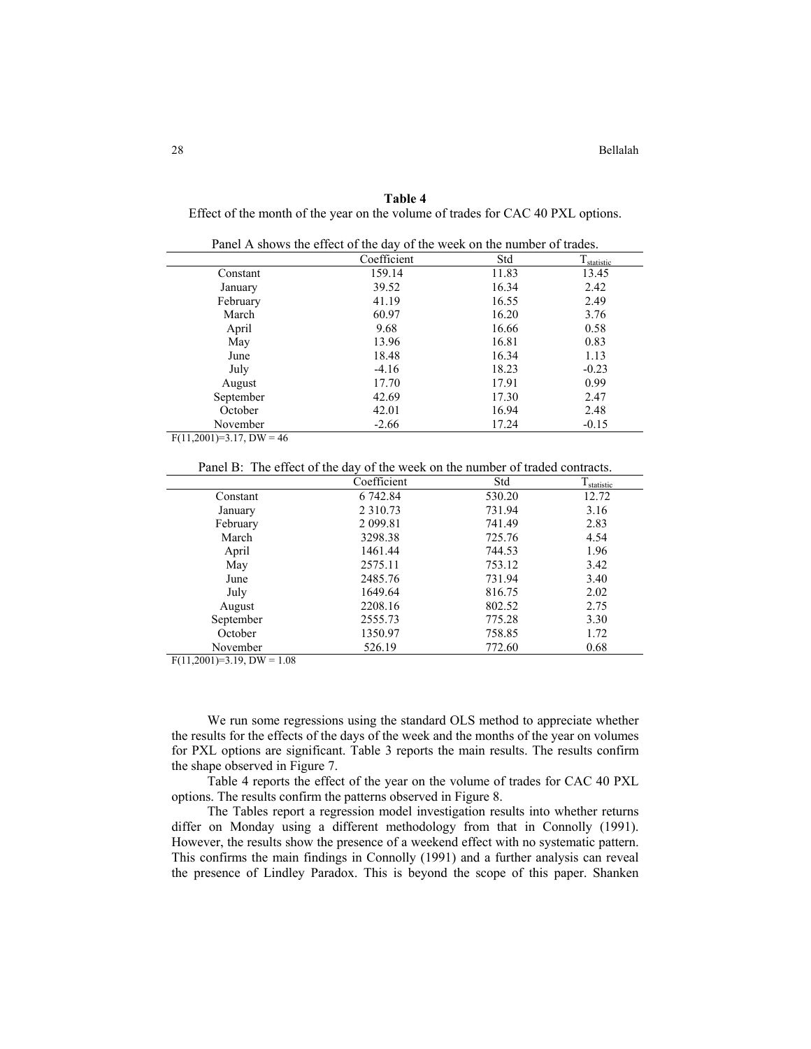**Table 4**
Effect of the month of the year on the volume of trades for CAC 40 PXL options.

Panel A shows the effect of the day of the week on the number of trades.

| | Coefficient | Std | $T_{statistic}$ |
|---|---|---|---|
| Constant | 159.14 | 11.83 | 13.45 |
| January | 39.52 | 16.34 | 2.42 |
| February | 41.19 | 16.55 | 2.49 |
| March | 60.97 | 16.20 | 3.76 |
| April | 9.68 | 16.66 | 0.58 |
| May | 13.96 | 16.81 | 0.83 |
| June | 18.48 | 16.34 | 1.13 |
| July | -4.16 | 18.23 | -0.23 |
| August | 17.70 | 17.91 | 0.99 |
| September | 42.69 | 17.30 | 2.47 |
| October | 42.01 | 16.94 | 2.48 |
| November | -2.66 | 17.24 | -0.15 |

$F(11,2001)=3.17$, DW = 46

Panel B: The effect of the day of the week on the number of traded contracts.

| | Coefficient | Std | $T_{statistic}$ |
|---|---|---|---|
| Constant | 6 742.84 | 530.20 | 12.72 |
| January | 2 310.73 | 731.94 | 3.16 |
| February | 2 099.81 | 741.49 | 2.83 |
| March | 3298.38 | 725.76 | 4.54 |
| April | 1461.44 | 744.53 | 1.96 |
| May | 2575.11 | 753.12 | 3.42 |
| June | 2485.76 | 731.94 | 3.40 |
| July | 1649.64 | 816.75 | 2.02 |
| August | 2208.16 | 802.52 | 2.75 |
| September | 2555.73 | 775.28 | 3.30 |
| October | 1350.97 | 758.85 | 1.72 |
| November | 526.19 | 772.60 | 0.68 |

$F(11,2001)=3.19$, DW = 1.08

We run some regressions using the standard OLS method to appreciate whether the results for the effects of the days of the week and the months of the year on volumes for PXL options are significant. Table 3 reports the main results. The results confirm the shape observed in Figure 7.

Table 4 reports the effect of the year on the volume of trades for CAC 40 PXL options. The results confirm the patterns observed in Figure 8.

The Tables report a regression model investigation results into whether returns differ on Monday using a different methodology from that in Connolly (1991). However, the results show the presence of a weekend effect with no systematic pattern. This confirms the main findings in Connolly (1991) and a further analysis can reveal the presence of Lindley Paradox. This is beyond the scope of this paper. Shanken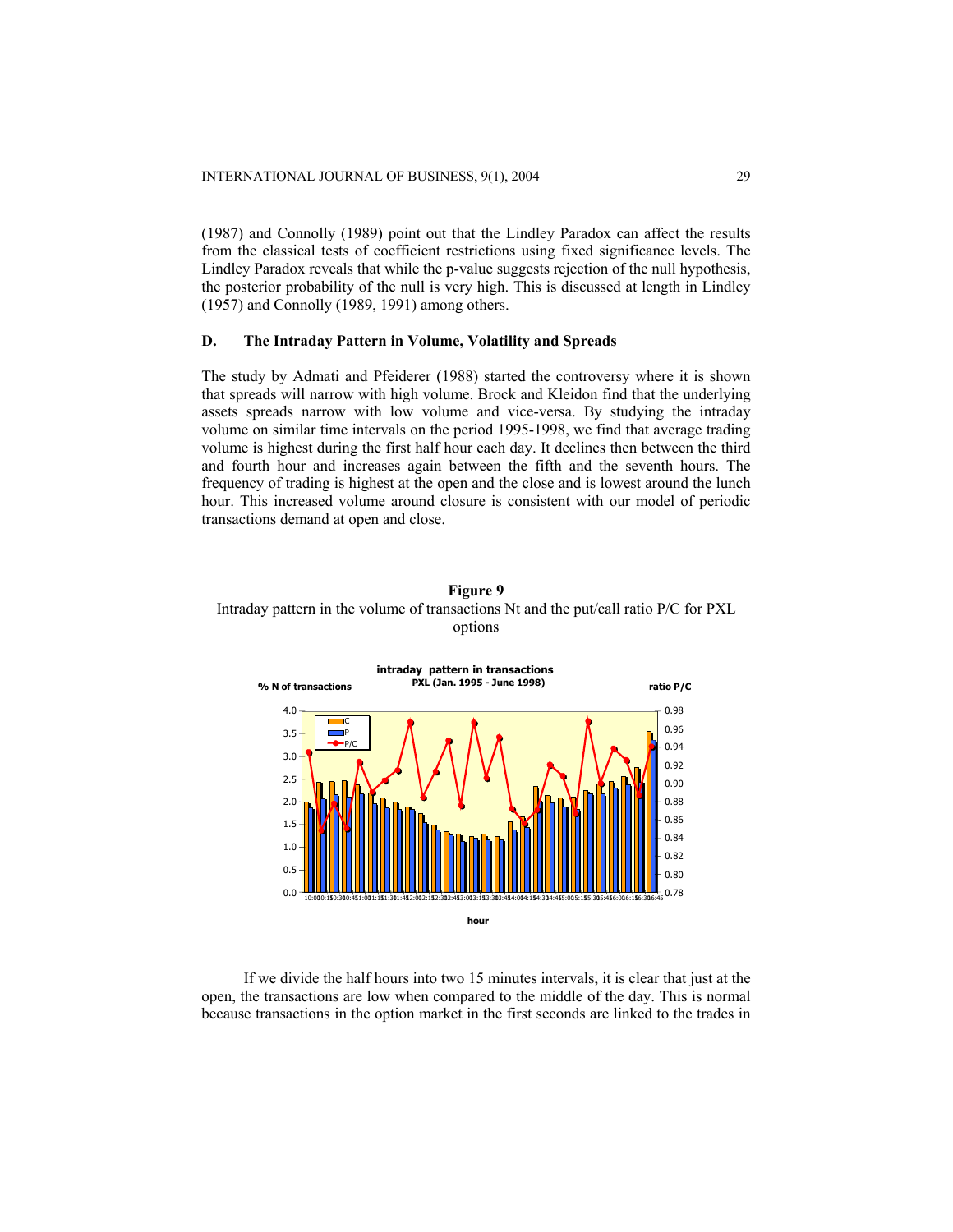(1987) and Connolly (1989) point out that the Lindley Paradox can affect the results from the classical tests of coefficient restrictions using fixed significance levels. The Lindley Paradox reveals that while the p-value suggests rejection of the null hypothesis, the posterior probability of the null is very high. This is discussed at length in Lindley (1957) and Connolly (1989, 1991) among others.

### D. The Intraday Pattern in Volume, Volatility and Spreads

The study by Admati and Pfeiderer (1988) started the controversy where it is shown that spreads will narrow with high volume. Brock and Kleidon find that the underlying assets spreads narrow with low volume and vice-versa. By studying the intraday volume on similar time intervals on the period 1995-1998, we find that average trading volume is highest during the first half hour each day. It declines then between the third and fourth hour and increases again between the fifth and the seventh hours. The frequency of trading is highest at the open and the close and is lowest around the lunch hour. This increased volume around closure is consistent with our model of periodic transactions demand at open and close.

**Figure 9**

Intraday pattern in the volume of transactions Nt and the put/call ratio P/C for PXL options

If we divide the half hours into two 15 minutes intervals, it is clear that just at the open, the transactions are low when compared to the middle of the day. This is normal because transactions in the option market in the first seconds are linked to the trades in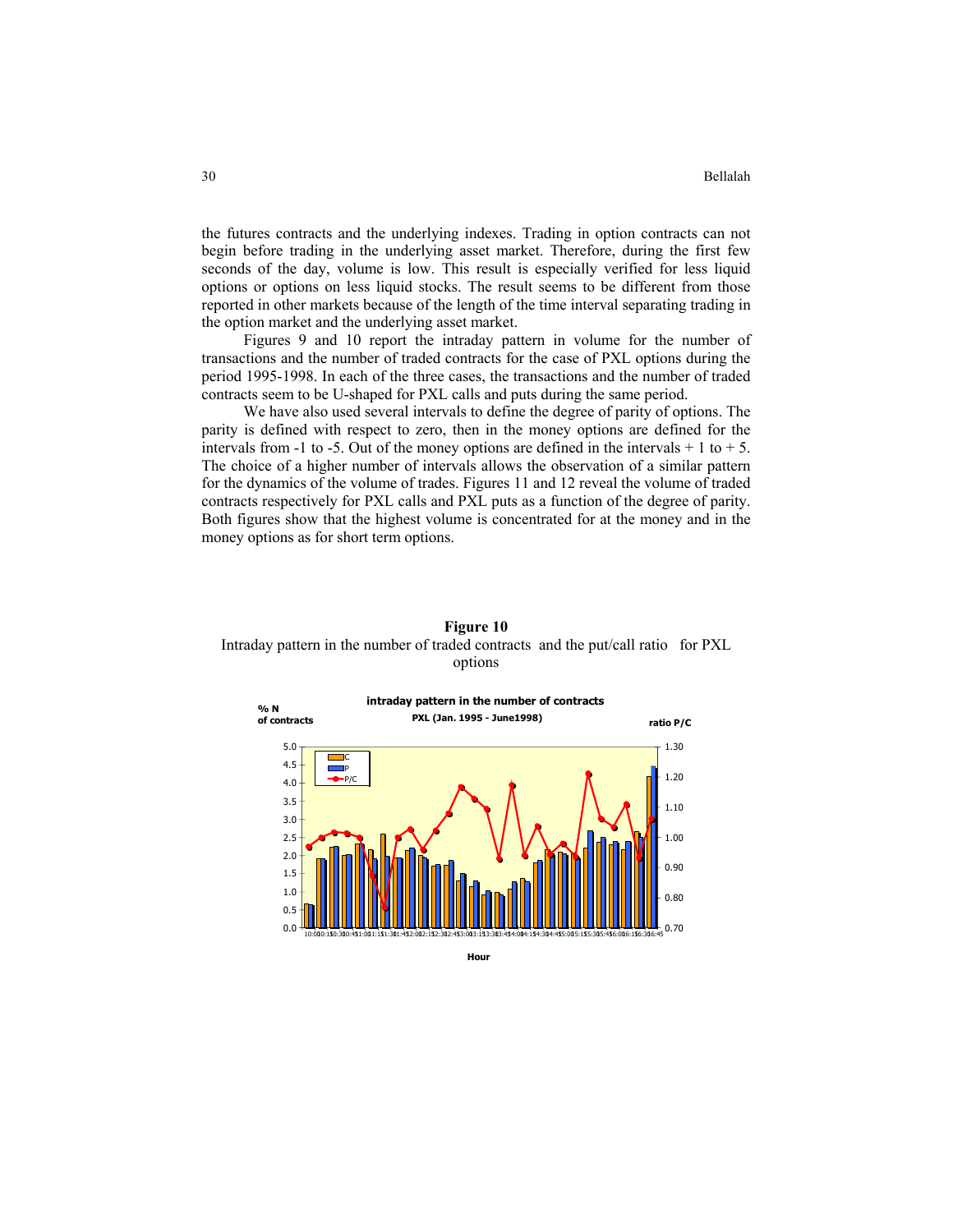the futures contracts and the underlying indexes. Trading in option contracts can not begin before trading in the underlying asset market. Therefore, during the first few seconds of the day, volume is low. This result is especially verified for less liquid options or options on less liquid stocks. The result seems to be different from those reported in other markets because of the length of the time interval separating trading in the option market and the underlying asset market.

Figures 9 and 10 report the intraday pattern in volume for the number of transactions and the number of traded contracts for the case of PXL options during the period 1995-1998. In each of the three cases, the transactions and the number of traded contracts seem to be U-shaped for PXL calls and puts during the same period.

We have also used several intervals to define the degree of parity of options. The parity is defined with respect to zero, then in the money options are defined for the intervals from -1 to -5. Out of the money options are defined in the intervals + 1 to + 5. The choice of a higher number of intervals allows the observation of a similar pattern for the dynamics of the volume of trades. Figures 11 and 12 reveal the volume of traded contracts respectively for PXL calls and PXL puts as a function of the degree of parity. Both figures show that the highest volume is concentrated for at the money and in the money options as for short term options.

**Figure 10**

Intraday pattern in the number of traded contracts and the put/call ratio for PXL options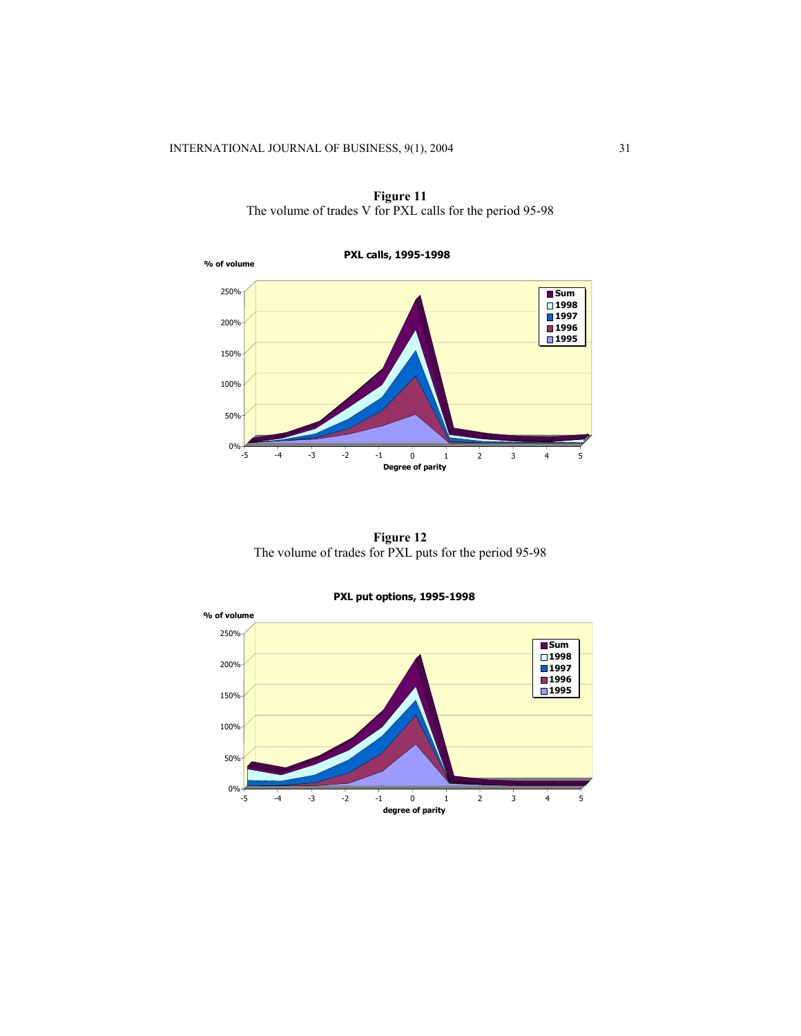**Figure 11**
The volume of trades V for PXL calls for the period 95-98

**Figure 12**
The volume of trades for PXL puts for the period 95-98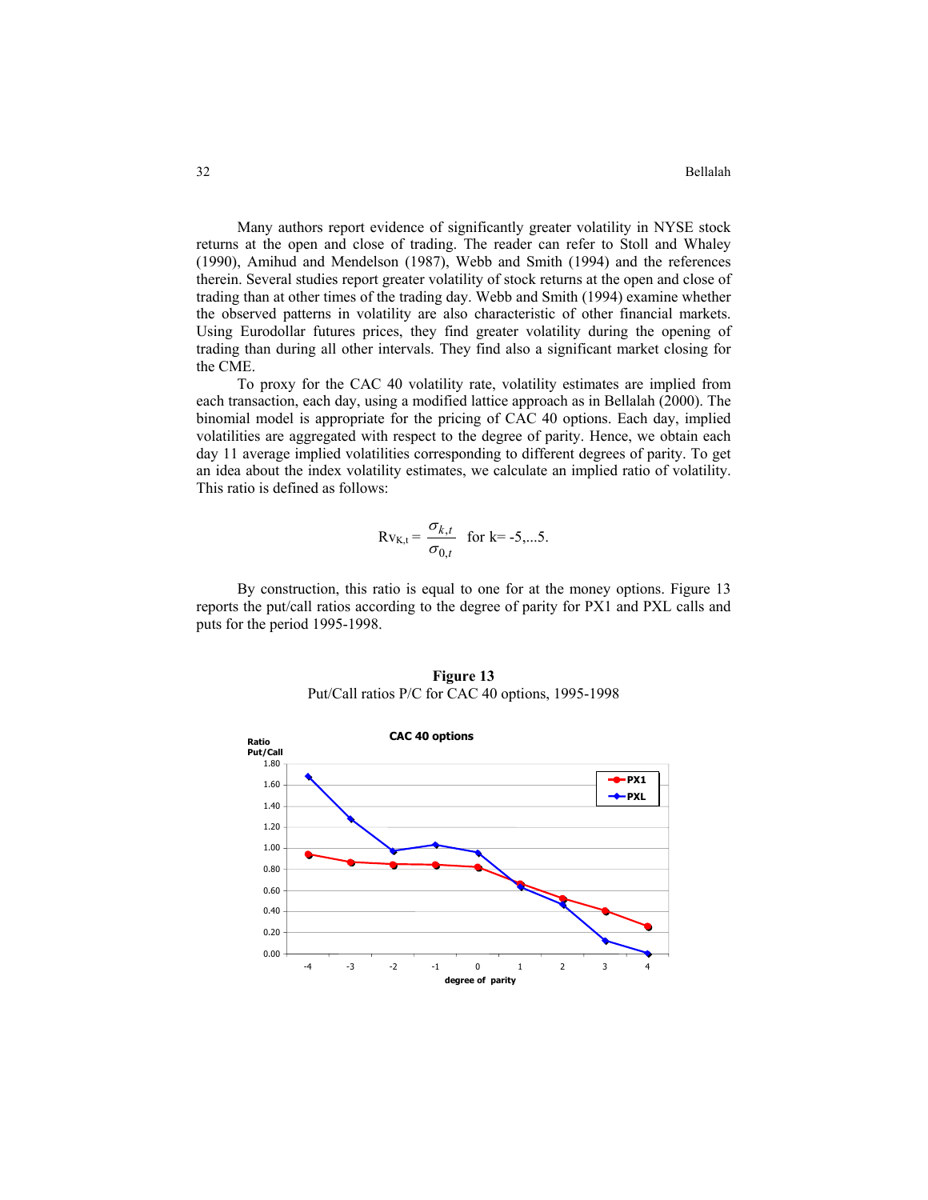Many authors report evidence of significantly greater volatility in NYSE stock returns at the open and close of trading. The reader can refer to Stoll and Whaley (1990), Amihud and Mendelson (1987), Webb and Smith (1994) and the references therein. Several studies report greater volatility of stock returns at the open and close of trading than at other times of the trading day. Webb and Smith (1994) examine whether the observed patterns in volatility are also characteristic of other financial markets. Using Eurodollar futures prices, they find greater volatility during the opening of trading than during all other intervals. They find also a significant market closing for the CME.

To proxy for the CAC 40 volatility rate, volatility estimates are implied from each transaction, each day, using a modified lattice approach as in Bellalah (2000). The binomial model is appropriate for the pricing of CAC 40 options. Each day, implied volatilities are aggregated with respect to the degree of parity. Hence, we obtain each day 11 average implied volatilities corresponding to different degrees of parity. To get an idea about the index volatility estimates, we calculate an implied ratio of volatility. This ratio is defined as follows:

$$Rv_{K,t} = \frac{\sigma_{k,t}}{\sigma_{0,t}} \quad \text{for k= -5,...5.}$$

By construction, this ratio is equal to one for at the money options. Figure 13 reports the put/call ratios according to the degree of parity for PX1 and PXL calls and puts for the period 1995-1998.

**Figure 13**
Put/Call ratios P/C for CAC 40 options, 1995-1998

**CAC 40 options**

Ratio Put/Call

| degree of parity | -4 | -3 | -2 | -1 | 0 | 1 | 2 | 3 | 4 |
|---|---|---|---|---|---|---|---|---|---|
| PX1 | 0.94 | 0.87 | 0.85 | 0.84 | 0.82 | 0.66 | 0.52 | 0.40 | 0.26 |
| PXL | 1.68 | 1.28 | 0.97 | 1.03 | 0.96 | 0.63 | 0.46 | 0.12 | 0.00 |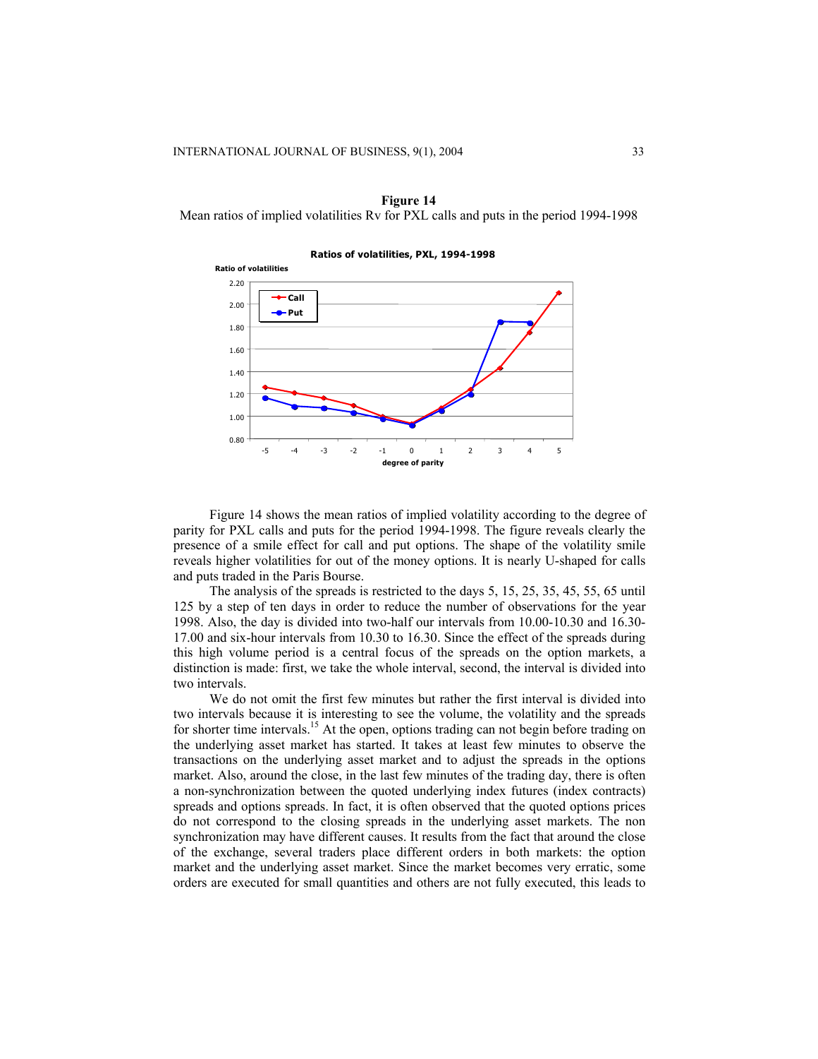**Figure 14**

Mean ratios of implied volatilities Rv for PXL calls and puts in the period 1994-1998

Figure 14 shows the mean ratios of implied volatility according to the degree of parity for PXL calls and puts for the period 1994-1998. The figure reveals clearly the presence of a smile effect for call and put options. The shape of the volatility smile reveals higher volatilities for out of the money options. It is nearly U-shaped for calls and puts traded in the Paris Bourse.

The analysis of the spreads is restricted to the days 5, 15, 25, 35, 45, 55, 65 until 125 by a step of ten days in order to reduce the number of observations for the year 1998. Also, the day is divided into two-half our intervals from 10.00-10.30 and 16.30-17.00 and six-hour intervals from 10.30 to 16.30. Since the effect of the spreads during this high volume period is a central focus of the spreads on the option markets, a distinction is made: first, we take the whole interval, second, the interval is divided into two intervals.

We do not omit the first few minutes but rather the first interval is divided into two intervals because it is interesting to see the volume, the volatility and the spreads for shorter time intervals.[15] At the open, options trading can not begin before trading on the underlying asset market has started. It takes at least few minutes to observe the transactions on the underlying asset market and to adjust the spreads in the options market. Also, around the close, in the last few minutes of the trading day, there is often a non-synchronization between the quoted underlying index futures (index contracts) spreads and options spreads. In fact, it is often observed that the quoted options prices do not correspond to the closing spreads in the underlying asset markets. The non synchronization may have different causes. It results from the fact that around the close of the exchange, several traders place different orders in both markets: the option market and the underlying asset market. Since the market becomes very erratic, some orders are executed for small quantities and others are not fully executed, this leads to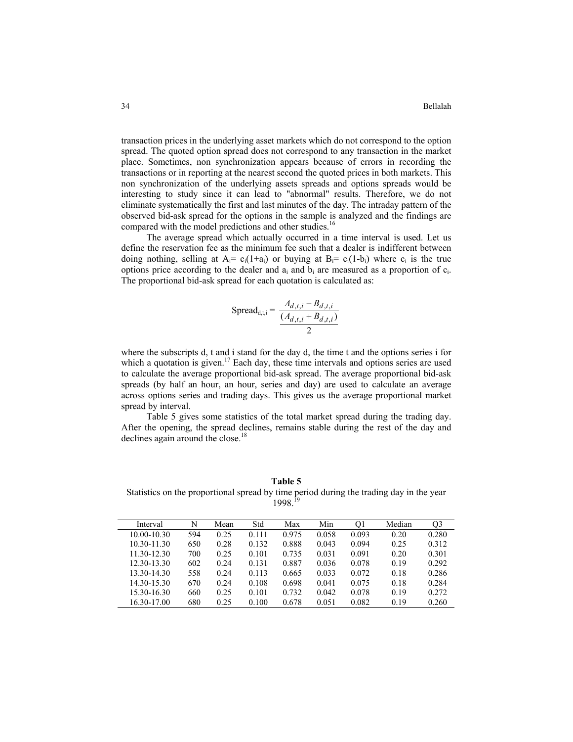transaction prices in the underlying asset markets which do not correspond to the option spread. The quoted option spread does not correspond to any transaction in the market place. Sometimes, non synchronization appears because of errors in recording the transactions or in reporting at the nearest second the quoted prices in both markets. This non synchronization of the underlying assets spreads and options spreads would be interesting to study since it can lead to "abnormal" results. Therefore, we do not eliminate systematically the first and last minutes of the day. The intraday pattern of the observed bid-ask spread for the options in the sample is analyzed and the findings are compared with the model predictions and other studies.[16]

The average spread which actually occurred in a time interval is used. Let us define the reservation fee as the minimum fee such that a dealer is indifferent between doing nothing, selling at $A_i = c_i(1+a_i)$ or buying at $B_i = c_i(1-b_i)$ where $c_i$ is the true options price according to the dealer and $a_i$ and $b_i$ are measured as a proportion of $c_i$. The proportional bid-ask spread for each quotation is calculated as:

$$\text{Spread}_{d,t,i} = \frac{A_{d,t,i} - B_{d,t,i}}{\frac{(A_{d,t,i} + B_{d,t,i})}{2}}$$

where the subscripts d, t and i stand for the day d, the time t and the options series i for which a quotation is given.[17] Each day, these time intervals and options series are used to calculate the average proportional bid-ask spread. The average proportional bid-ask spreads (by half an hour, an hour, series and day) are used to calculate an average across options series and trading days. This gives us the average proportional market spread by interval.

Table 5 gives some statistics of the total market spread during the trading day. After the opening, the spread declines, remains stable during the rest of the day and declines again around the close.[18]

**Table 5**

Statistics on the proportional spread by time period during the trading day in the year 1998.[19]

| Interval | N | Mean | Std | Max | Min | Q1 | Median | Q3 |
|---|---|---|---|---|---|---|---|---|
| 10.00-10.30 | 594 | 0.25 | 0.111 | 0.975 | 0.058 | 0.093 | 0.20 | 0.280 |
| 10.30-11.30 | 650 | 0.28 | 0.132 | 0.888 | 0.043 | 0.094 | 0.25 | 0.312 |
| 11.30-12.30 | 700 | 0.25 | 0.101 | 0.735 | 0.031 | 0.091 | 0.20 | 0.301 |
| 12.30-13.30 | 602 | 0.24 | 0.131 | 0.887 | 0.036 | 0.078 | 0.19 | 0.292 |
| 13.30-14.30 | 558 | 0.24 | 0.113 | 0.665 | 0.033 | 0.072 | 0.18 | 0.286 |
| 14.30-15.30 | 670 | 0.24 | 0.108 | 0.698 | 0.041 | 0.075 | 0.18 | 0.284 |
| 15.30-16.30 | 660 | 0.25 | 0.101 | 0.732 | 0.042 | 0.078 | 0.19 | 0.272 |
| 16.30-17.00 | 680 | 0.25 | 0.100 | 0.678 | 0.051 | 0.082 | 0.19 | 0.260 |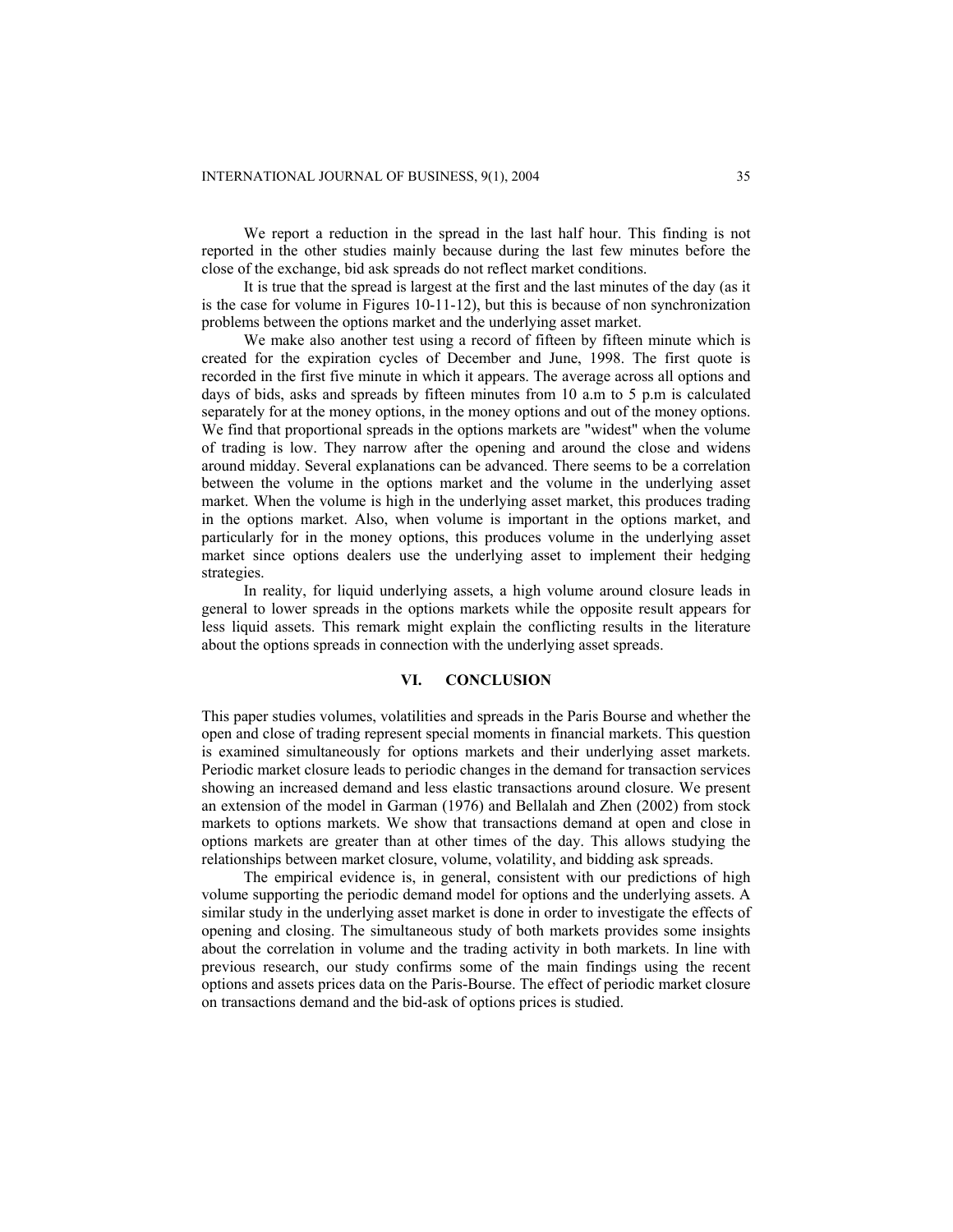We report a reduction in the spread in the last half hour. This finding is not reported in the other studies mainly because during the last few minutes before the close of the exchange, bid ask spreads do not reflect market conditions.

It is true that the spread is largest at the first and the last minutes of the day (as it is the case for volume in Figures 10-11-12), but this is because of non synchronization problems between the options market and the underlying asset market.

We make also another test using a record of fifteen by fifteen minute which is created for the expiration cycles of December and June, 1998. The first quote is recorded in the first five minute in which it appears. The average across all options and days of bids, asks and spreads by fifteen minutes from 10 a.m to 5 p.m is calculated separately for at the money options, in the money options and out of the money options. We find that proportional spreads in the options markets are "widest" when the volume of trading is low. They narrow after the opening and around the close and widens around midday. Several explanations can be advanced. There seems to be a correlation between the volume in the options market and the volume in the underlying asset market. When the volume is high in the underlying asset market, this produces trading in the options market. Also, when volume is important in the options market, and particularly for in the money options, this produces volume in the underlying asset market since options dealers use the underlying asset to implement their hedging strategies.

In reality, for liquid underlying assets, a high volume around closure leads in general to lower spreads in the options markets while the opposite result appears for less liquid assets. This remark might explain the conflicting results in the literature about the options spreads in connection with the underlying asset spreads.

## VI. CONCLUSION

This paper studies volumes, volatilities and spreads in the Paris Bourse and whether the open and close of trading represent special moments in financial markets. This question is examined simultaneously for options markets and their underlying asset markets. Periodic market closure leads to periodic changes in the demand for transaction services showing an increased demand and less elastic transactions around closure. We present an extension of the model in Garman (1976) and Bellalah and Zhen (2002) from stock markets to options markets. We show that transactions demand at open and close in options markets are greater than at other times of the day. This allows studying the relationships between market closure, volume, volatility, and bidding ask spreads.

The empirical evidence is, in general, consistent with our predictions of high volume supporting the periodic demand model for options and the underlying assets. A similar study in the underlying asset market is done in order to investigate the effects of opening and closing. The simultaneous study of both markets provides some insights about the correlation in volume and the trading activity in both markets. In line with previous research, our study confirms some of the main findings using the recent options and assets prices data on the Paris-Bourse. The effect of periodic market closure on transactions demand and the bid-ask of options prices is studied.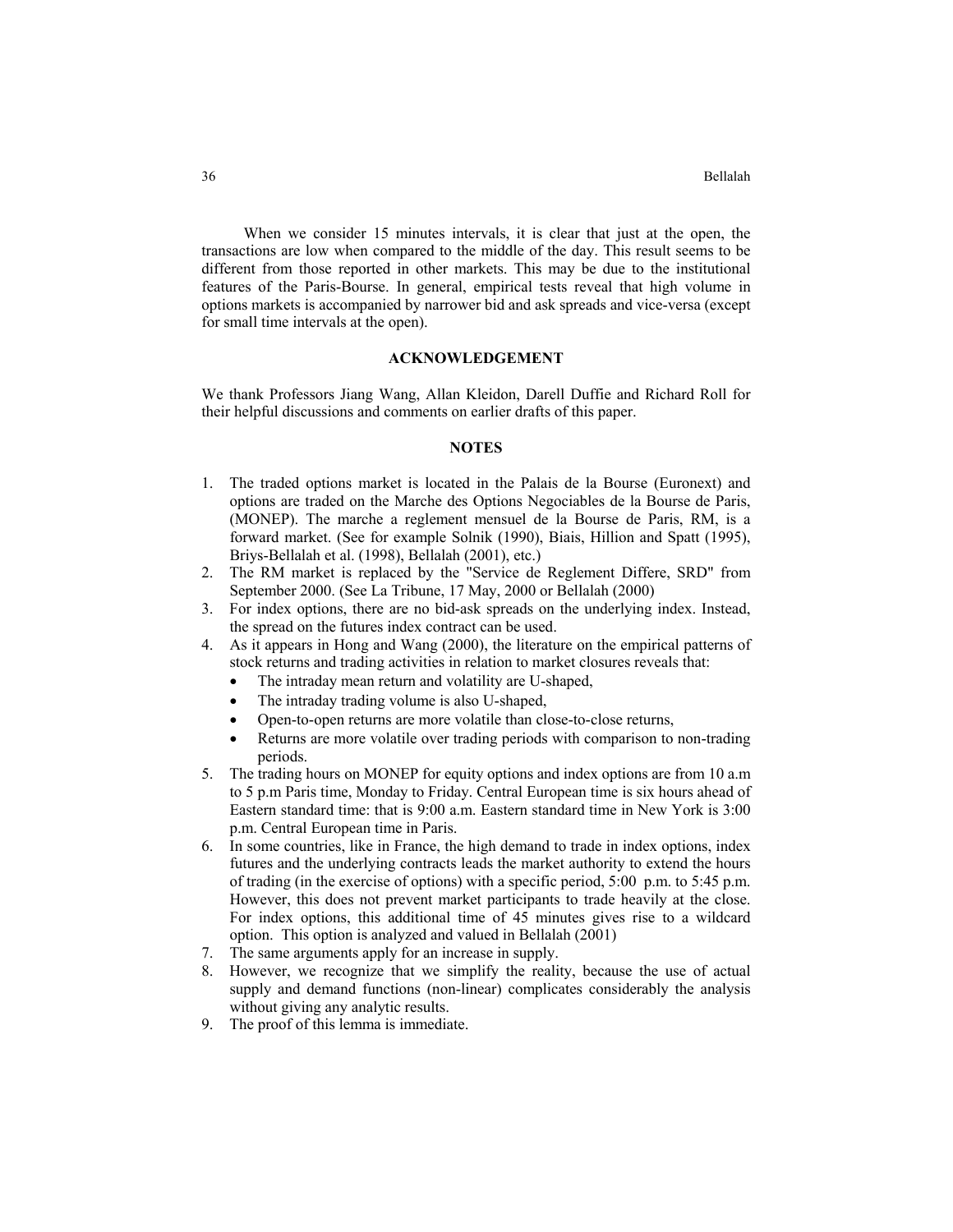When we consider 15 minutes intervals, it is clear that just at the open, the transactions are low when compared to the middle of the day. This result seems to be different from those reported in other markets. This may be due to the institutional features of the Paris-Bourse. In general, empirical tests reveal that high volume in options markets is accompanied by narrower bid and ask spreads and vice-versa (except for small time intervals at the open).

## ACKNOWLEDGEMENT

We thank Professors Jiang Wang, Allan Kleidon, Darell Duffie and Richard Roll for their helpful discussions and comments on earlier drafts of this paper.

## NOTES

1. The traded options market is located in the Palais de la Bourse (Euronext) and options are traded on the Marche des Options Negociables de la Bourse de Paris, (MONEP). The marche a reglement mensuel de la Bourse de Paris, RM, is a forward market. (See for example Solnik (1990), Biais, Hillion and Spatt (1995), Briys-Bellalah et al. (1998), Bellalah (2001), etc.)
2. The RM market is replaced by the "Service de Reglement Differe, SRD" from September 2000. (See La Tribune, 17 May, 2000 or Bellalah (2000)
3. For index options, there are no bid-ask spreads on the underlying index. Instead, the spread on the futures index contract can be used.
4. As it appears in Hong and Wang (2000), the literature on the empirical patterns of stock returns and trading activities in relation to market closures reveals that:
   - The intraday mean return and volatility are U-shaped,
   - The intraday trading volume is also U-shaped,
   - Open-to-open returns are more volatile than close-to-close returns,
   - Returns are more volatile over trading periods with comparison to non-trading periods.
5. The trading hours on MONEP for equity options and index options are from 10 a.m to 5 p.m Paris time, Monday to Friday. Central European time is six hours ahead of Eastern standard time: that is 9:00 a.m. Eastern standard time in New York is 3:00 p.m. Central European time in Paris.
6. In some countries, like in France, the high demand to trade in index options, index futures and the underlying contracts leads the market authority to extend the hours of trading (in the exercise of options) with a specific period, 5:00 p.m. to 5:45 p.m. However, this does not prevent market participants to trade heavily at the close. For index options, this additional time of 45 minutes gives rise to a wildcard option. This option is analyzed and valued in Bellalah (2001)
7. The same arguments apply for an increase in supply.
8. However, we recognize that we simplify the reality, because the use of actual supply and demand functions (non-linear) complicates considerably the analysis without giving any analytic results.
9. The proof of this lemma is immediate.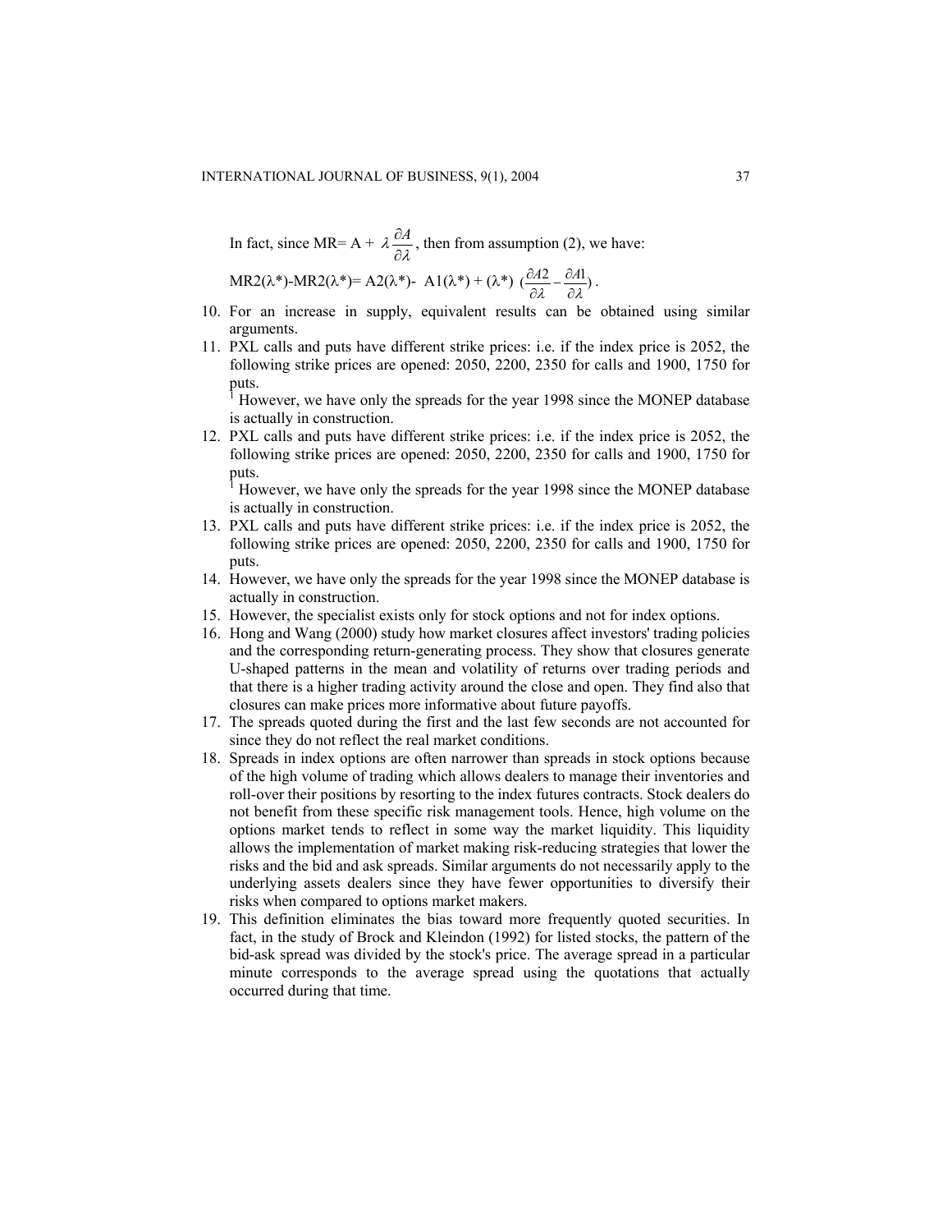In fact, since MR= A + $\lambda \frac{\partial A}{\partial \lambda}$, then from assumption (2), we have:

MR2(λ*)-MR2(λ*)= A2(λ*)- A1(λ*) + (λ*) $(\frac{\partial A2}{\partial \lambda} - \frac{\partial A1}{\partial \lambda})$.

10. For an increase in supply, equivalent results can be obtained using similar arguments.
11. PXL calls and puts have different strike prices: i.e. if the index price is 2052, the following strike prices are opened: 2050, 2200, 2350 for calls and 1900, 1750 for puts.
    [1] However, we have only the spreads for the year 1998 since the MONEP database is actually in construction.
12. PXL calls and puts have different strike prices: i.e. if the index price is 2052, the following strike prices are opened: 2050, 2200, 2350 for calls and 1900, 1750 for puts.
    [1] However, we have only the spreads for the year 1998 since the MONEP database is actually in construction.
13. PXL calls and puts have different strike prices: i.e. if the index price is 2052, the following strike prices are opened: 2050, 2200, 2350 for calls and 1900, 1750 for puts.
14. However, we have only the spreads for the year 1998 since the MONEP database is actually in construction.
15. However, the specialist exists only for stock options and not for index options.
16. Hong and Wang (2000) study how market closures affect investors' trading policies and the corresponding return-generating process. They show that closures generate U-shaped patterns in the mean and volatility of returns over trading periods and that there is a higher trading activity around the close and open. They find also that closures can make prices more informative about future payoffs.
17. The spreads quoted during the first and the last few seconds are not accounted for since they do not reflect the real market conditions.
18. Spreads in index options are often narrower than spreads in stock options because of the high volume of trading which allows dealers to manage their inventories and roll-over their positions by resorting to the index futures contracts. Stock dealers do not benefit from these specific risk management tools. Hence, high volume on the options market tends to reflect in some way the market liquidity. This liquidity allows the implementation of market making risk-reducing strategies that lower the risks and the bid and ask spreads. Similar arguments do not necessarily apply to the underlying assets dealers since they have fewer opportunities to diversify their risks when compared to options market makers.
19. This definition eliminates the bias toward more frequently quoted securities. In fact, in the study of Brock and Kleindon (1992) for listed stocks, the pattern of the bid-ask spread was divided by the stock's price. The average spread in a particular minute corresponds to the average spread using the quotations that actually occurred during that time.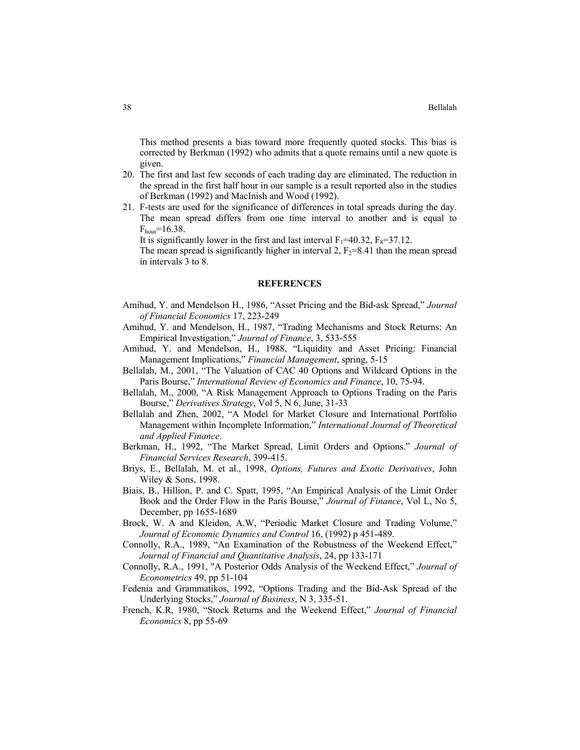This method presents a bias toward more frequently quoted stocks. This bias is corrected by Berkman (1992) who admits that a quote remains until a new quote is given.

20. The first and last few seconds of each trading day are eliminated. The reduction in the spread in the first half hour in our sample is a result reported also in the studies of Berkman (1992) and MacInish and Wood (1992).
21. F-tests are used for the significance of differences in total spreads during the day. The mean spread differs from one time interval to another and is equal to $F_{hour}$=16.38.

    It is significantly lower in the first and last interval $F_1$=40.32, $F_8$=37.12.

    The mean spread is significantly higher in interval 2, $F_2$=8.41 than the mean spread in intervals 3 to 8.

## REFERENCES

Amihud, Y. and Mendelson H., 1986, "Asset Pricing and the Bid-ask Spread," *Journal of Financial Economics* 17, 223-249

Amihud, Y. and Mendelson, H., 1987, "Trading Mechanisms and Stock Returns: An Empirical Investigation," *Journal of Finance*, 3, 533-555

Amihud, Y. and Mendelson, H., 1988, "Liquidity and Asset Pricing: Financial Management Implications," *Financial Management*, spring, 5-15

Bellalah, M., 2001, "The Valuation of CAC 40 Options and Wildcard Options in the Paris Bourse," *International Review of Economics and Finance*, 10, 75-94.

Bellalah, M., 2000, "A Risk Management Approach to Options Trading on the Paris Bourse," *Derivatives Strategy*, Vol 5, N 6, June, 31-33

Bellalah and Zhen, 2002, "A Model for Market Closure and International Portfolio Management within Incomplete Information," *International Journal of Theoretical and Applied Finance*.

Berkman, H., 1992, "The Market Spread, Limit Orders and Options." *Journal of Financial Services Research*, 399-415.

Briys, E., Bellalah, M. et al., 1998, *Options, Futures and Exotic Derivatives*, John Wiley & Sons, 1998.

Biais, B., Hillion, P. and C. Spatt, 1995, "An Empirical Analysis of the Limit Order Book and the Order Flow in the Paris Bourse," *Journal of Finance*, Vol L, No 5, December, pp 1655-1689

Brock, W. A and Kleidon, A.W, "Periodic Market Closure and Trading Volume," *Journal of Economic Dynamics and Control* 16, (1992) p 451-489.

Connolly, R.A., 1989, "An Examination of the Robustness of the Weekend Effect," *Journal of Financial and Quantitative Analysis*, 24, pp 133-171

Connolly, R.A., 1991, "A Posterior Odds Analysis of the Weekend Effect," *Journal of Econometrics* 49, pp 51-104

Fedenia and Grammatikos, 1992, "Options Trading and the Bid-Ask Spread of the Underlying Stocks," *Journal of Business*, N 3, 335-51.

French, K.R, 1980, "Stock Returns and the Weekend Effect," *Journal of Financial Economics* 8, pp 55-69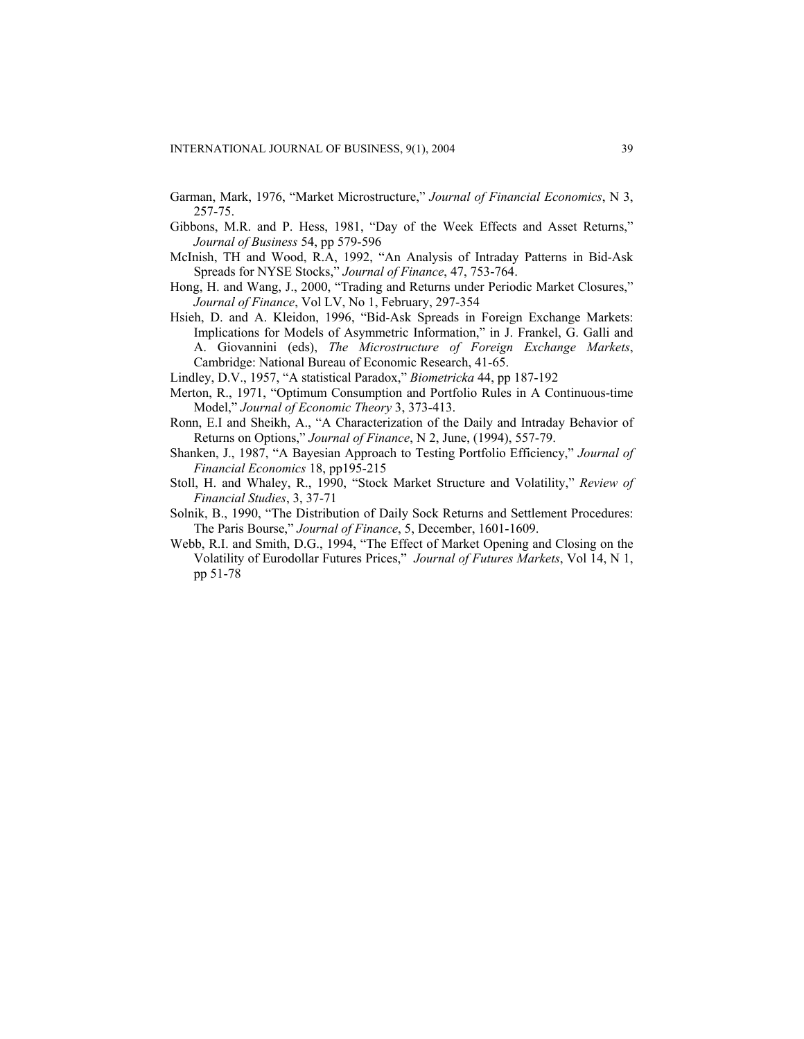Garman, Mark, 1976, "Market Microstructure," *Journal of Financial Economics*, N 3, 257-75.

Gibbons, M.R. and P. Hess, 1981, "Day of the Week Effects and Asset Returns," *Journal of Business* 54, pp 579-596

McInish, TH and Wood, R.A, 1992, "An Analysis of Intraday Patterns in Bid-Ask Spreads for NYSE Stocks," *Journal of Finance*, 47, 753-764.

Hong, H. and Wang, J., 2000, "Trading and Returns under Periodic Market Closures," *Journal of Finance*, Vol LV, No 1, February, 297-354

Hsieh, D. and A. Kleidon, 1996, "Bid-Ask Spreads in Foreign Exchange Markets: Implications for Models of Asymmetric Information," in J. Frankel, G. Galli and A. Giovannini (eds), *The Microstructure of Foreign Exchange Markets*, Cambridge: National Bureau of Economic Research, 41-65.

Lindley, D.V., 1957, "A statistical Paradox," *Biometricka* 44, pp 187-192

Merton, R., 1971, "Optimum Consumption and Portfolio Rules in A Continuous-time Model," *Journal of Economic Theory* 3, 373-413.

Ronn, E.I and Sheikh, A., "A Characterization of the Daily and Intraday Behavior of Returns on Options," *Journal of Finance*, N 2, June, (1994), 557-79.

Shanken, J., 1987, "A Bayesian Approach to Testing Portfolio Efficiency," *Journal of Financial Economics* 18, pp195-215

Stoll, H. and Whaley, R., 1990, "Stock Market Structure and Volatility," *Review of Financial Studies*, 3, 37-71

Solnik, B., 1990, "The Distribution of Daily Sock Returns and Settlement Procedures: The Paris Bourse," *Journal of Finance*, 5, December, 1601-1609.

Webb, R.I. and Smith, D.G., 1994, "The Effect of Market Opening and Closing on the Volatility of Eurodollar Futures Prices," *Journal of Futures Markets*, Vol 14, N 1, pp 51-78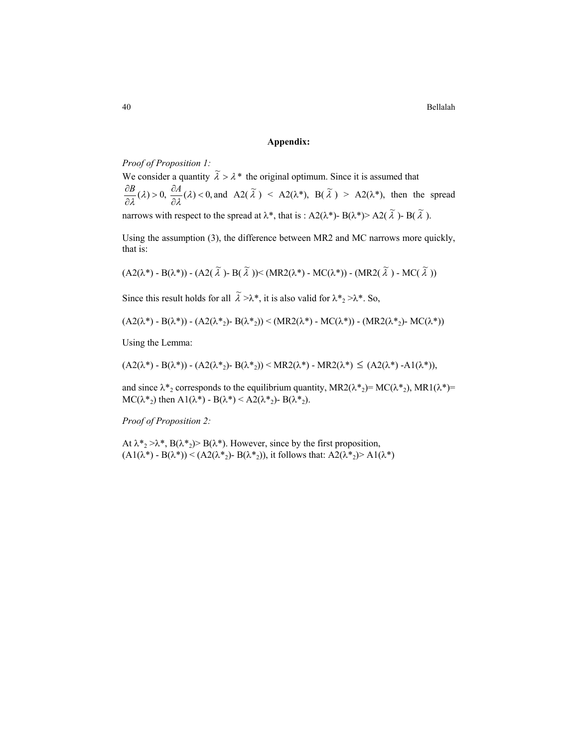## Appendix:

*Proof of Proposition 1:*

We consider a quantity $\tilde{\lambda} > \lambda^*$ the original optimum. Since it is assumed that $\frac{\partial B}{\partial \lambda}(\lambda) > 0,\ \frac{\partial A}{\partial \lambda}(\lambda) < 0,$ and $A2(\tilde{\lambda}) < A2(\lambda^*)$, $B(\tilde{\lambda}) > A2(\lambda^*)$, then the spread narrows with respect to the spread at $\lambda^*$, that is : $A2(\lambda^*) - B(\lambda^*) > A2(\tilde{\lambda}) - B(\tilde{\lambda})$.

Using the assumption (3), the difference between MR2 and MC narrows more quickly, that is:

$$(A2(\lambda^*) - B(\lambda^*)) - (A2(\tilde{\lambda}) - B(\tilde{\lambda})) < (MR2(\lambda^*) - MC(\lambda^*)) - (MR2(\tilde{\lambda}) - MC(\tilde{\lambda}))$$

Since this result holds for all $\tilde{\lambda} > \lambda^*$, it is also valid for $\lambda^*_2 > \lambda^*$. So,

$$(A2(\lambda^*) - B(\lambda^*)) - (A2(\lambda^*_2) - B(\lambda^*_2)) < (MR2(\lambda^*) - MC(\lambda^*)) - (MR2(\lambda^*_2) - MC(\lambda^*))$$

Using the Lemma:

$$(A2(\lambda^*) - B(\lambda^*)) - (A2(\lambda^*_2) - B(\lambda^*_2)) < MR2(\lambda^*) - MR2(\lambda^*) \leq (A2(\lambda^*) - A1(\lambda^*)),$$

and since $\lambda^*_2$ corresponds to the equilibrium quantity, $MR2(\lambda^*_2) = MC(\lambda^*_2)$, $MR1(\lambda^*) = MC(\lambda^*_2)$ then $A1(\lambda^*) - B(\lambda^*) < A2(\lambda^*_2) - B(\lambda^*_2)$.

*Proof of Proposition 2:*

At $\lambda^*_2 > \lambda^*$, $B(\lambda^*_2) > B(\lambda^*)$. However, since by the first proposition, $(A1(\lambda^*) - B(\lambda^*)) < (A2(\lambda^*_2) - B(\lambda^*_2))$, it follows that: $A2(\lambda^*_2) > A1(\lambda^*)$